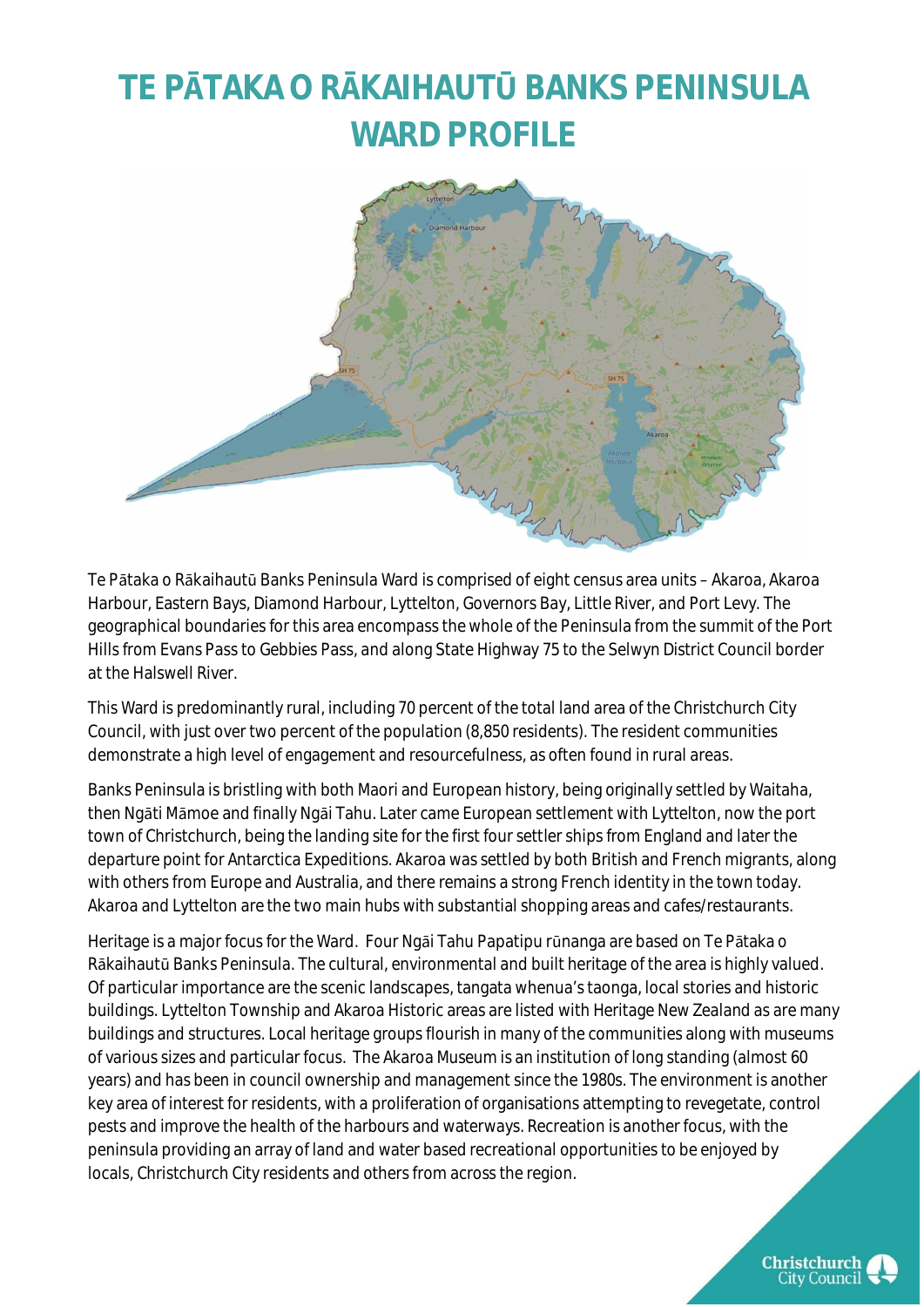# TE PĀTAKA O RĀKAIHAUTŪ BANKS PENINSULA WARD PROFILE

Te Pātaka o Rākaihautū Banks Peninsula Ward is comprised of eight census area units – Akaroa, Akaroa Harbour, Eastern Bays, Diamond Harbour, Lyttelton, Governors Bay, Little River, and Port Levy. The geographical boundaries for this area encompass the whole of the Peninsula from the summit of the Port Hills from Evans Pass to Gebbies Pass, and along State Highway 75 to the Selwyn District Council border at the Halswell River.

This Ward is predominantly rural, including 70 percent of the total land area of the Christchurch City Council, with just over two percent of the population (8,850 residents). The resident communities demonstrate a high level of engagement and resourcefulness, as often found in rural areas.

Banks Peninsula is bristling with both Maori and European history, being originally settled by Waitaha, then Ngāti Māmoe and finally Ngāi Tahu. Later came European settlement with Lyttelton, now the port town of Christchurch, being the landing site for the first four settler ships from England and later the departure point for Antarctica Expeditions. Akaroa was settled by both British and French migrants, along with others from Europe and Australia, and there remains a strong French identity in the town today. Akaroa and Lyttelton are the two main hubs with substantial shopping areas and cafes/restaurants.

Heritage is a major focus for the Ward. Four Ngāi Tahu Papatipu rūnanga are based on Te Pātaka o Rākaihautū Banks Peninsula. The cultural, environmental and built heritage of the area is highly valued. Of particular importance are the scenic landscapes, tangata whenua's taonga, local stories and historic buildings. Lyttelton Township and Akaroa Historic areas are listed with Heritage New Zealand as are many buildings and structures. Local heritage groups flourish in many of the communities along with museums of various sizes and particular focus. The Akaroa Museum is an institution of long standing (almost 60 years) and has been in council ownership and management since the 1980s. The environment is another key area of interest for residents, with a proliferation of organisations attempting to revegetate, control pests and improve the health of the harbours and waterways. Recreation is another focus, with the peninsula providing an array of land and water based recreational opportunities to be enjoyed by locals, Christchurch City residents and others from across the region.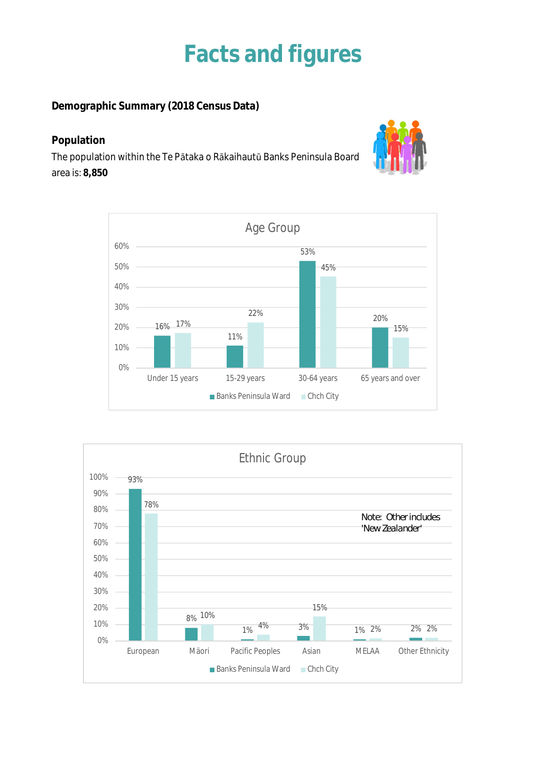# Facts and figures

**Demographic Summary (2018 Census Data)**

**Population**

The population within the Te Pātaka o Rākaihautū Banks Peninsula Board area is: **8,850**

**Age Group**

| Age Group | Banks Peninsula Ward | Chch City |
|---|---|---|
| Under 15 years | 16% | 17% |
| 15-29 years | 11% | 22% |
| 30-64 years | 53% | 45% |
| 65 years and over | 20% | 15% |

**Ethnic Group**

| Ethnic Group | Banks Peninsula Ward | Chch City |
|---|---|---|
| European | 93% | 78% |
| Māori | 8% | 10% |
| Pacific Peoples | 1% | 4% |
| Asian | 3% | 15% |
| MELAA | 1% | 2% |
| Other Ethnicity | 2% | 2% |

Note: Other includes 'New Zealander'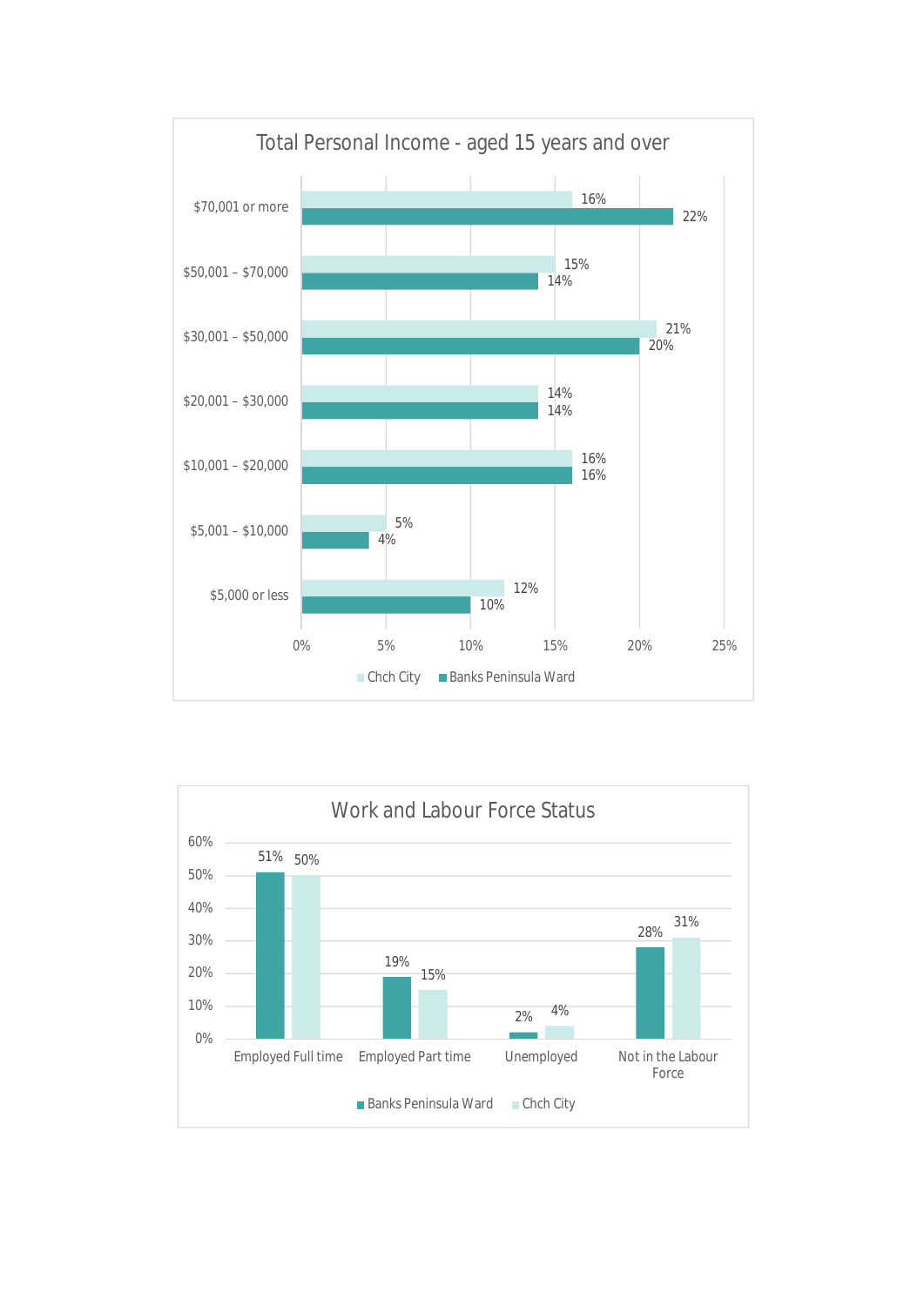## Total Personal Income - aged 15 years and over

| Income | Chch City | Banks Peninsula Ward |
| --- | --- | --- |
| $70,001 or more | 16% | 22% |
| $50,001 – $70,000 | 15% | 14% |
| $30,001 – $50,000 | 21% | 20% |
| $20,001 – $30,000 | 14% | 14% |
| $10,001 – $20,000 | 16% | 16% |
| $5,001 – $10,000 | 5% | 4% |
| $5,000 or less | 12% | 10% |

## Work and Labour Force Status

| Status | Banks Peninsula Ward | Chch City |
| --- | --- | --- |
| Employed Full time | 51% | 50% |
| Employed Part time | 19% | 15% |
| Unemployed | 2% | 4% |
| Not in the Labour Force | 28% | 31% |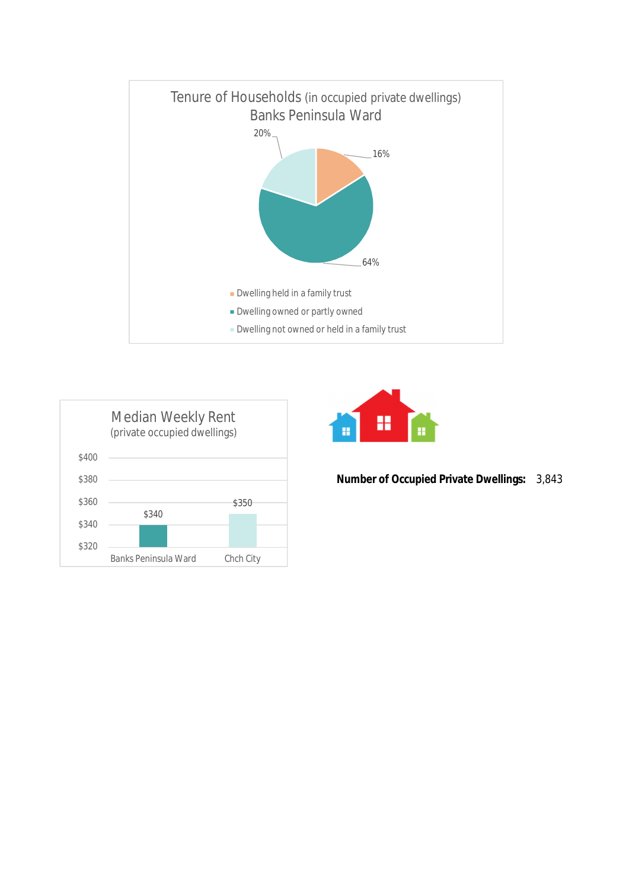## Tenure of Households (in occupied private dwellings)
### Banks Peninsula Ward

| Tenure | Percentage |
| --- | --- |
| Dwelling held in a family trust | 16% |
| Dwelling owned or partly owned | 64% |
| Dwelling not owned or held in a family trust | 20% |

## Median Weekly Rent
(private occupied dwellings)

| Area | Median Weekly Rent |
| --- | --- |
| Banks Peninsula Ward | $340 |
| Chch City | $350 |

**Number of Occupied Private Dwellings:** 3,843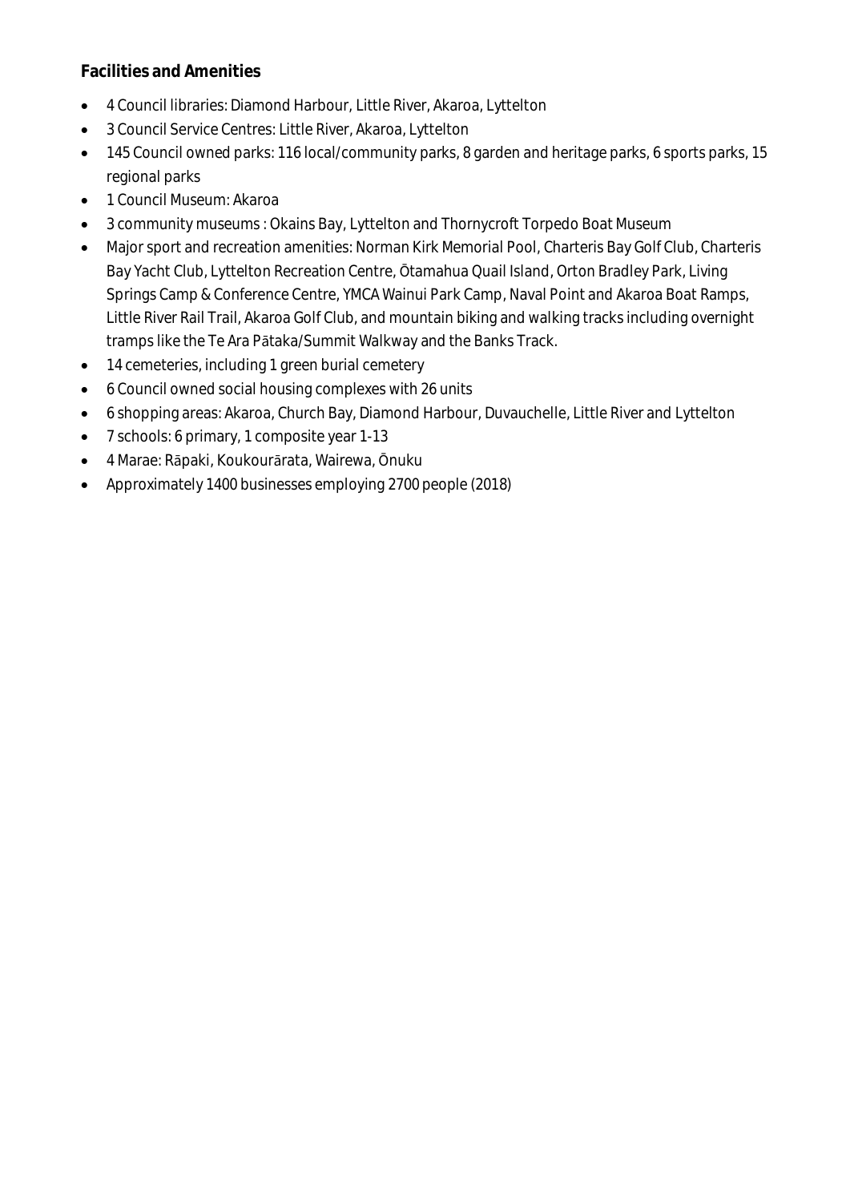**Facilities and Amenities**

- 4 Council libraries: Diamond Harbour, Little River, Akaroa, Lyttelton
- 3 Council Service Centres: Little River, Akaroa, Lyttelton
- 145 Council owned parks: 116 local/community parks, 8 garden and heritage parks, 6 sports parks, 15 regional parks
- 1 Council Museum: Akaroa
- 3 community museums : Okains Bay, Lyttelton and Thornycroft Torpedo Boat Museum
- Major sport and recreation amenities: Norman Kirk Memorial Pool, Charteris Bay Golf Club, Charteris Bay Yacht Club, Lyttelton Recreation Centre, Ōtamahua Quail Island, Orton Bradley Park, Living Springs Camp & Conference Centre, YMCA Wainui Park Camp, Naval Point and Akaroa Boat Ramps, Little River Rail Trail, Akaroa Golf Club, and mountain biking and walking tracks including overnight tramps like the Te Ara Pātaka/Summit Walkway and the Banks Track.
- 14 cemeteries, including 1 green burial cemetery
- 6 Council owned social housing complexes with 26 units
- 6 shopping areas: Akaroa, Church Bay, Diamond Harbour, Duvauchelle, Little River and Lyttelton
- 7 schools: 6 primary, 1 composite year 1-13
- 4 Marae: Rāpaki, Koukourārata, Wairewa, Ōnuku
- Approximately 1400 businesses employing 2700 people (2018)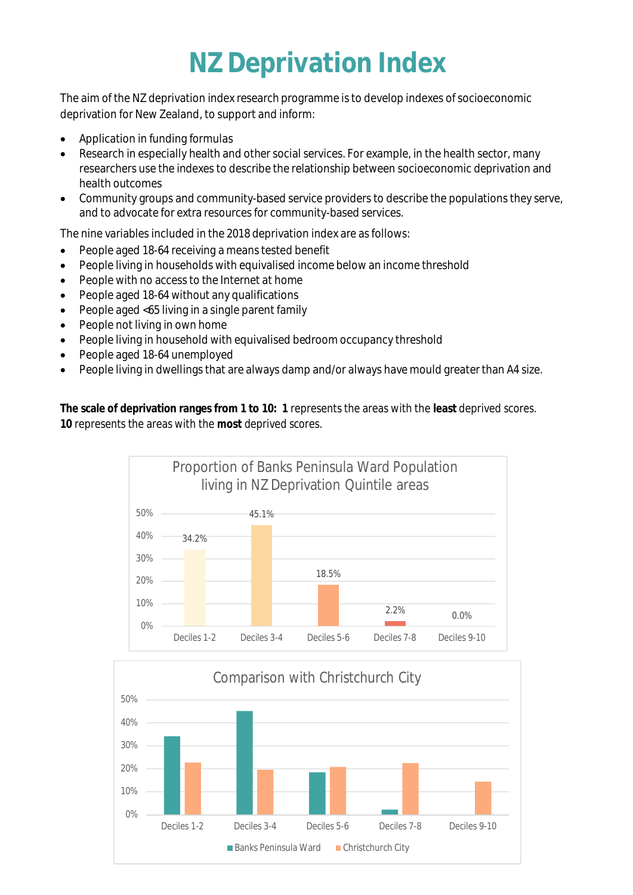# NZ Deprivation Index

The aim of the NZ deprivation index research programme is to develop indexes of socioeconomic deprivation for New Zealand, to support and inform:

- Application in funding formulas
- Research in especially health and other social services. For example, in the health sector, many researchers use the indexes to describe the relationship between socioeconomic deprivation and health outcomes
- Community groups and community-based service providers to describe the populations they serve, and to advocate for extra resources for community-based services.

The nine variables included in the 2018 deprivation index are as follows:

- People aged 18-64 receiving a means tested benefit
- People living in households with equivalised income below an income threshold
- People with no access to the Internet at home
- People aged 18-64 without any qualifications
- People aged <65 living in a single parent family
- People not living in own home
- People living in household with equivalised bedroom occupancy threshold
- People aged 18-64 unemployed
- People living in dwellings that are always damp and/or always have mould greater than A4 size.

**The scale of deprivation ranges from 1 to 10: 1** represents the areas with the **least** deprived scores. **10** represents the areas with the **most** deprived scores.

**Proportion of Banks Peninsula Ward Population living in NZ Deprivation Quintile areas**

| Deciles | Banks Peninsula Ward |
|---|---|
| Deciles 1-2 | 34.2% |
| Deciles 3-4 | 45.1% |
| Deciles 5-6 | 18.5% |
| Deciles 7-8 | 2.2% |
| Deciles 9-10 | 0.0% |

**Comparison with Christchurch City**

Legend: Banks Peninsula Ward, Christchurch City

Categories: Deciles 1-2, Deciles 3-4, Deciles 5-6, Deciles 7-8, Deciles 9-10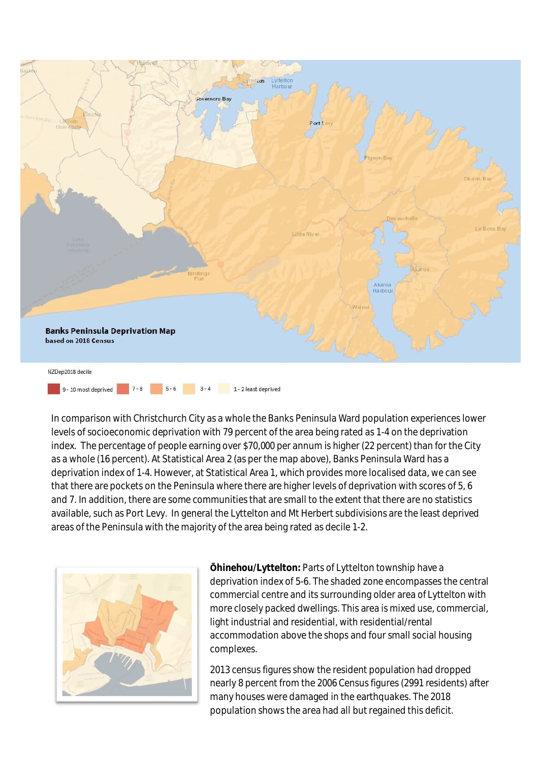**Banks Peninsula Deprivation Map**
based on 2018 Census

NZDep2018 decile

9 - 10 most deprived | 7 - 8 | 5 - 6 | 3 - 4 | 1 - 2 least deprived

In comparison with Christchurch City as a whole the Banks Peninsula Ward population experiences lower levels of socioeconomic deprivation with 79 percent of the area being rated as 1-4 on the deprivation index. The percentage of people earning over $70,000 per annum is higher (22 percent) than for the City as a whole (16 percent). At Statistical Area 2 (as per the map above), Banks Peninsula Ward has a deprivation index of 1-4. However, at Statistical Area 1, which provides more localised data, we can see that there are pockets on the Peninsula where there are higher levels of deprivation with scores of 5, 6 and 7. In addition, there are some communities that are small to the extent that there are no statistics available, such as Port Levy. In general the Lyttelton and Mt Herbert subdivisions are the least deprived areas of the Peninsula with the majority of the area being rated as decile 1-2.

**Ōhinehou/Lyttelton:** Parts of Lyttelton township have a deprivation index of 5-6. The shaded zone encompasses the central commercial centre and its surrounding older area of Lyttelton with more closely packed dwellings. This area is mixed use, commercial, light industrial and residential, with residential/rental accommodation above the shops and four small social housing complexes.

2013 census figures show the resident population had dropped nearly 8 percent from the 2006 Census figures (2991 residents) after many houses were damaged in the earthquakes. The 2018 population shows the area had all but regained this deficit.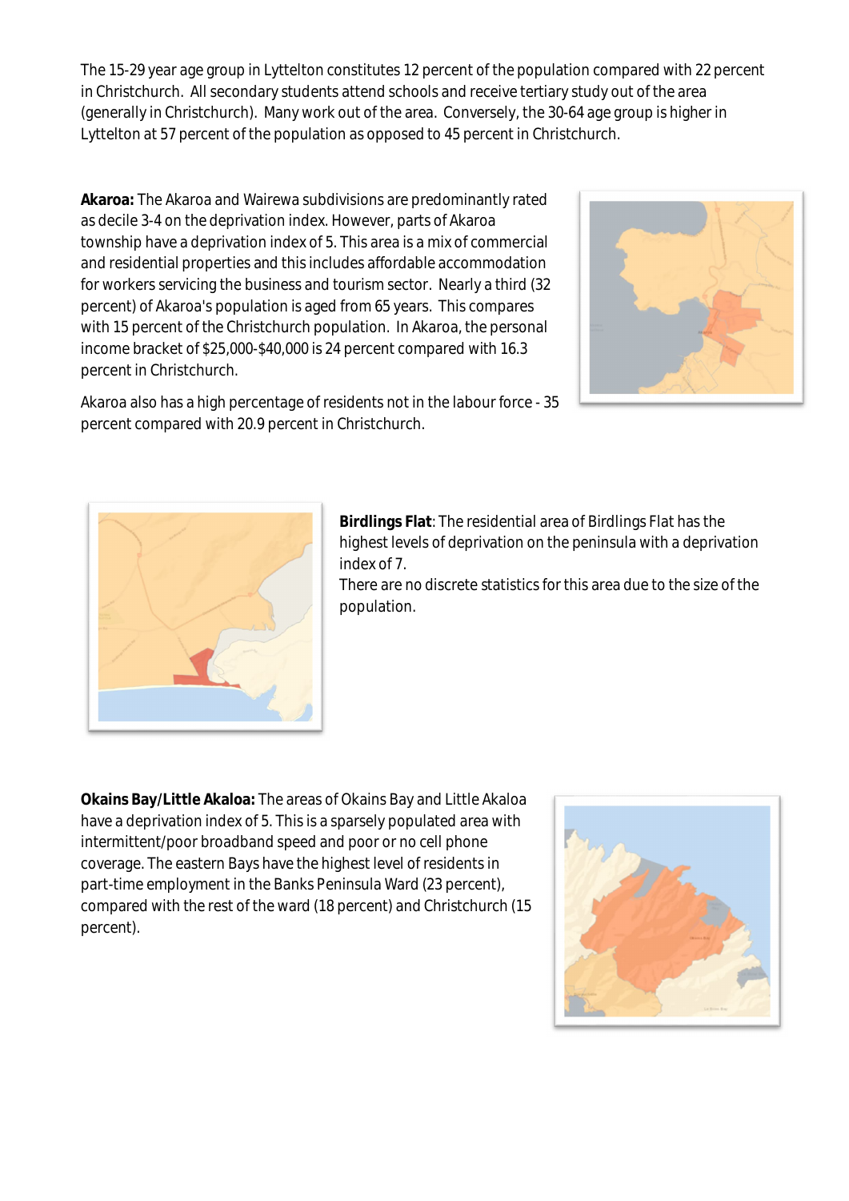The 15-29 year age group in Lyttelton constitutes 12 percent of the population compared with 22 percent in Christchurch. All secondary students attend schools and receive tertiary study out of the area (generally in Christchurch). Many work out of the area. Conversely, the 30-64 age group is higher in Lyttelton at 57 percent of the population as opposed to 45 percent in Christchurch.

**Akaroa:** The Akaroa and Wairewa subdivisions are predominantly rated as decile 3-4 on the deprivation index. However, parts of Akaroa township have a deprivation index of 5. This area is a mix of commercial and residential properties and this includes affordable accommodation for workers servicing the business and tourism sector. Nearly a third (32 percent) of Akaroa's population is aged from 65 years. This compares with 15 percent of the Christchurch population. In Akaroa, the personal income bracket of $25,000-$40,000 is 24 percent compared with 16.3 percent in Christchurch.

Akaroa also has a high percentage of residents not in the labour force - 35 percent compared with 20.9 percent in Christchurch.

**Birdlings Flat**: The residential area of Birdlings Flat has the highest levels of deprivation on the peninsula with a deprivation index of 7.

There are no discrete statistics for this area due to the size of the population.

**Okains Bay/Little Akaloa:** The areas of Okains Bay and Little Akaloa have a deprivation index of 5. This is a sparsely populated area with intermittent/poor broadband speed and poor or no cell phone coverage. The eastern Bays have the highest level of residents in part-time employment in the Banks Peninsula Ward (23 percent), compared with the rest of the ward (18 percent) and Christchurch (15 percent).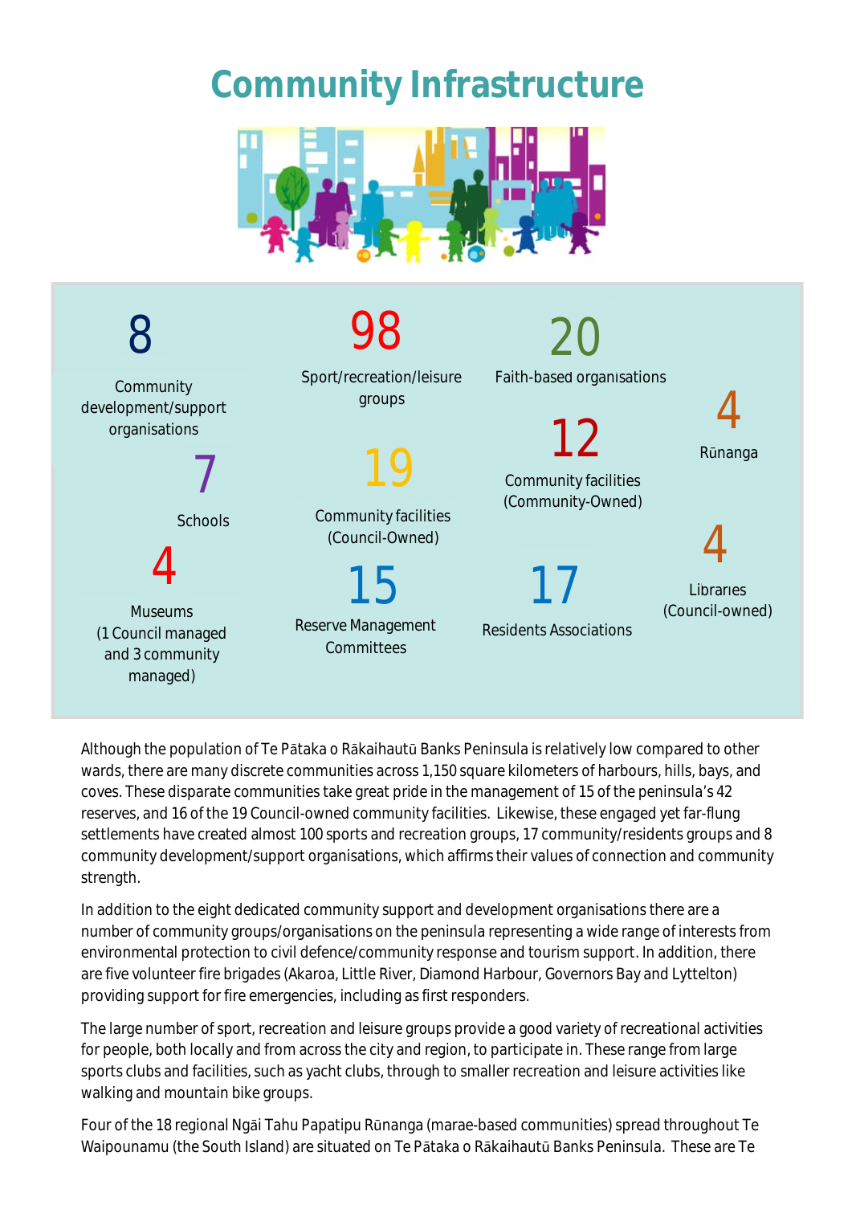# Community Infrastructure

- **8** Community development/support organisations
- **98** Sport/recreation/leisure groups
- **20** Faith-based organisations
- **4** Rūnanga
- **7** Schools
- **19** Community facilities (Council-Owned)
- **12** Community facilities (Community-Owned)
- **4** Museums (1 Council managed and 3 community managed)
- **15** Reserve Management Committees
- **17** Residents Associations
- **4** Libraries (Council-owned)

Although the population of Te Pātaka o Rākaihautū Banks Peninsula is relatively low compared to other wards, there are many discrete communities across 1,150 square kilometers of harbours, hills, bays, and coves. These disparate communities take great pride in the management of 15 of the peninsula's 42 reserves, and 16 of the 19 Council-owned community facilities. Likewise, these engaged yet far-flung settlements have created almost 100 sports and recreation groups, 17 community/residents groups and 8 community development/support organisations, which affirms their values of connection and community strength.

In addition to the eight dedicated community support and development organisations there are a number of community groups/organisations on the peninsula representing a wide range of interests from environmental protection to civil defence/community response and tourism support. In addition, there are five volunteer fire brigades (Akaroa, Little River, Diamond Harbour, Governors Bay and Lyttelton) providing support for fire emergencies, including as first responders.

The large number of sport, recreation and leisure groups provide a good variety of recreational activities for people, both locally and from across the city and region, to participate in. These range from large sports clubs and facilities, such as yacht clubs, through to smaller recreation and leisure activities like walking and mountain bike groups.

Four of the 18 regional Ngāi Tahu Papatipu Rūnanga (marae-based communities) spread throughout Te Waipounamu (the South Island) are situated on Te Pātaka o Rākaihautū Banks Peninsula. These are Te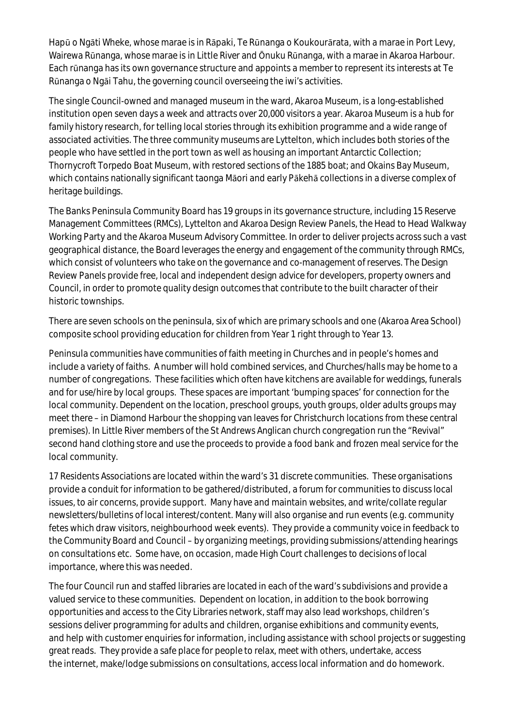Hapū o Ngāti Wheke, whose marae is in Rāpaki, Te Rūnanga o Koukourārata, with a marae in Port Levy, Wairewa Rūnanga, whose marae is in Little River and Ōnuku Rūnanga, with a marae in Akaroa Harbour. Each rūnanga has its own governance structure and appoints a member to represent its interests at Te Rūnanga o Ngāi Tahu, the governing council overseeing the iwi's activities.

The single Council-owned and managed museum in the ward, Akaroa Museum, is a long-established institution open seven days a week and attracts over 20,000 visitors a year. Akaroa Museum is a hub for family history research, for telling local stories through its exhibition programme and a wide range of associated activities. The three community museums are Lyttelton, which includes both stories of the people who have settled in the port town as well as housing an important Antarctic Collection; Thornycroft Torpedo Boat Museum, with restored sections of the 1885 boat; and Okains Bay Museum, which contains nationally significant taonga Māori and early Pākehā collections in a diverse complex of heritage buildings.

The Banks Peninsula Community Board has 19 groups in its governance structure, including 15 Reserve Management Committees (RMCs), Lyttelton and Akaroa Design Review Panels, the Head to Head Walkway Working Party and the Akaroa Museum Advisory Committee. In order to deliver projects across such a vast geographical distance, the Board leverages the energy and engagement of the community through RMCs, which consist of volunteers who take on the governance and co-management of reserves. The Design Review Panels provide free, local and independent design advice for developers, property owners and Council, in order to promote quality design outcomes that contribute to the built character of their historic townships.

There are seven schools on the peninsula, six of which are primary schools and one (Akaroa Area School) composite school providing education for children from Year 1 right through to Year 13.

Peninsula communities have communities of faith meeting in Churches and in people's homes and include a variety of faiths. A number will hold combined services, and Churches/halls may be home to a number of congregations. These facilities which often have kitchens are available for weddings, funerals and for use/hire by local groups. These spaces are important 'bumping spaces' for connection for the local community. Dependent on the location, preschool groups, youth groups, older adults groups may meet there – in Diamond Harbour the shopping van leaves for Christchurch locations from these central premises). In Little River members of the St Andrews Anglican church congregation run the "Revival" second hand clothing store and use the proceeds to provide a food bank and frozen meal service for the local community.

17 Residents Associations are located within the ward's 31 discrete communities. These organisations provide a conduit for information to be gathered/distributed, a forum for communities to discuss local issues, to air concerns, provide support. Many have and maintain websites, and write/collate regular newsletters/bulletins of local interest/content. Many will also organise and run events (e.g. community fetes which draw visitors, neighbourhood week events). They provide a community voice in feedback to the Community Board and Council – by organizing meetings, providing submissions/attending hearings on consultations etc. Some have, on occasion, made High Court challenges to decisions of local importance, where this was needed.

The four Council run and staffed libraries are located in each of the ward's subdivisions and provide a valued service to these communities. Dependent on location, in addition to the book borrowing opportunities and access to the City Libraries network, staff may also lead workshops, children's sessions deliver programming for adults and children, organise exhibitions and community events, and help with customer enquiries for information, including assistance with school projects or suggesting great reads. They provide a safe place for people to relax, meet with others, undertake, access the internet, make/lodge submissions on consultations, access local information and do homework.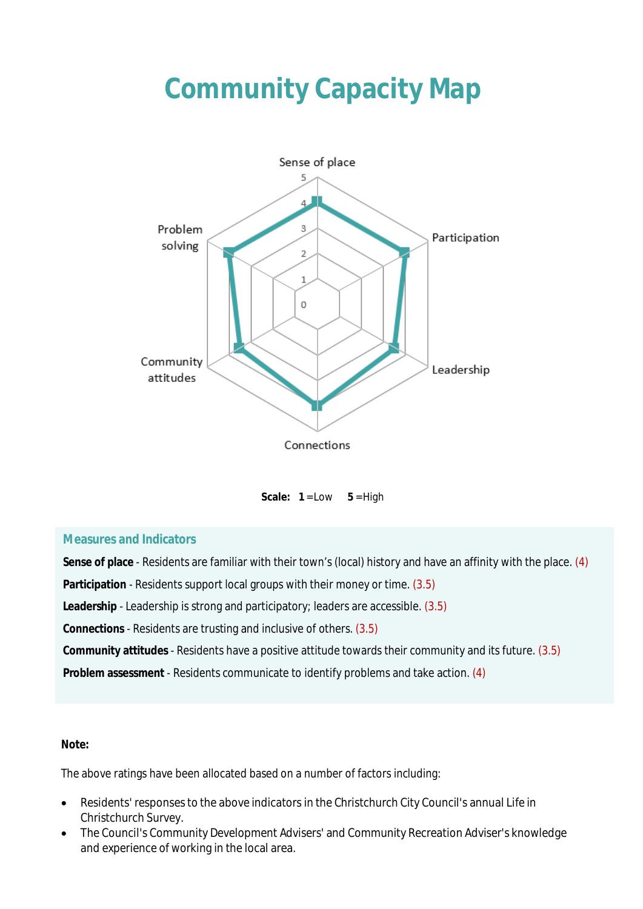# Community Capacity Map

Scale: **1** =Low **5** =High

### Measures and Indicators

**Sense of place** - Residents are familiar with their town's (local) history and have an affinity with the place. (4)

**Participation** - Residents support local groups with their money or time. (3.5)

**Leadership** - Leadership is strong and participatory; leaders are accessible. (3.5)

**Connections** - Residents are trusting and inclusive of others. (3.5)

**Community attitudes** - Residents have a positive attitude towards their community and its future. (3.5)

**Problem assessment** - Residents communicate to identify problems and take action. (4)

**Note:**

The above ratings have been allocated based on a number of factors including:

- Residents' responses to the above indicators in the Christchurch City Council's annual Life in Christchurch Survey.
- The Council's Community Development Advisers' and Community Recreation Adviser's knowledge and experience of working in the local area.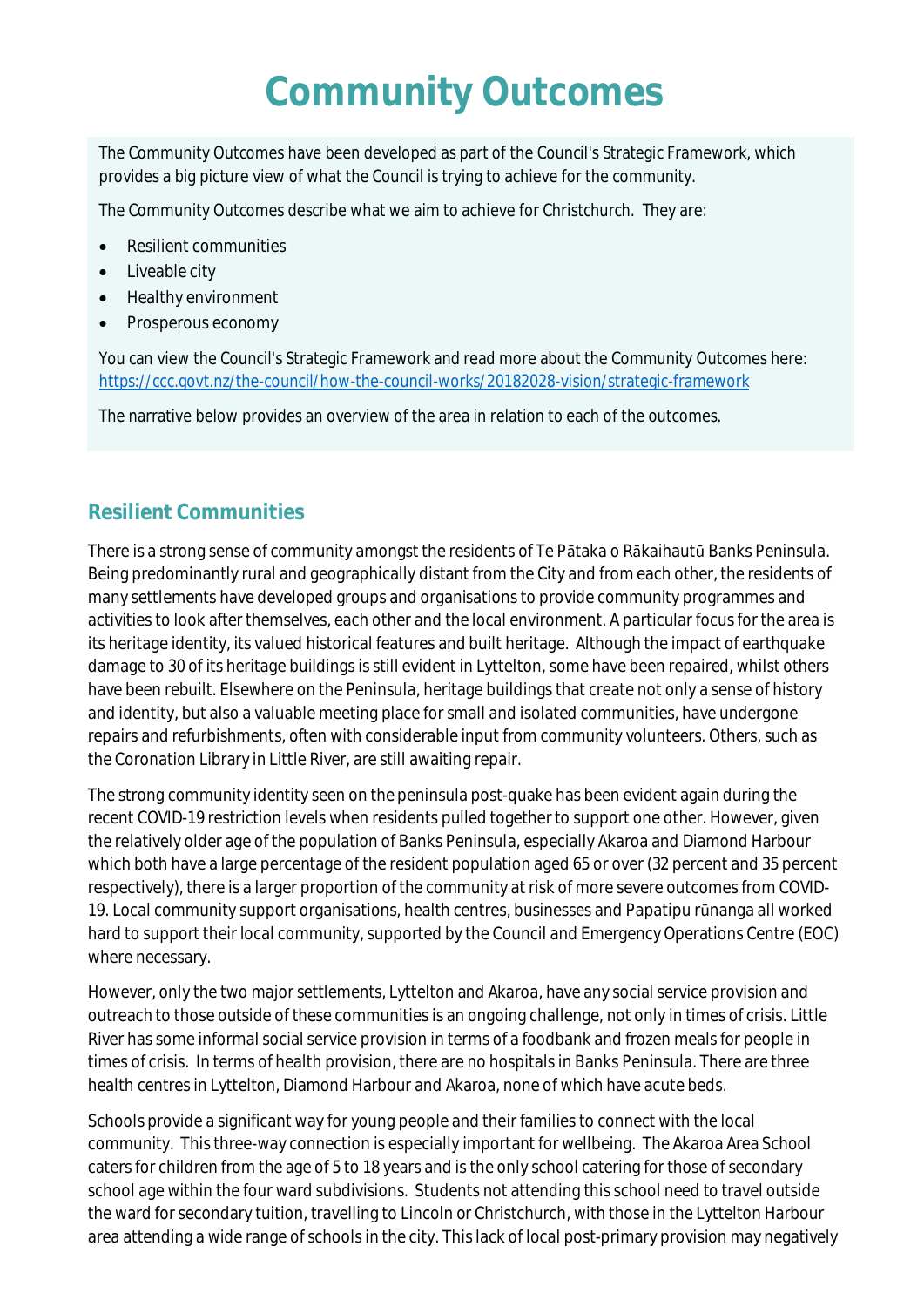# Community Outcomes

The Community Outcomes have been developed as part of the Council's Strategic Framework, which provides a big picture view of what the Council is trying to achieve for the community.

The Community Outcomes describe what we aim to achieve for Christchurch. They are:

- Resilient communities
- Liveable city
- Healthy environment
- Prosperous economy

You can view the Council's Strategic Framework and read more about the Community Outcomes here: https://ccc.govt.nz/the-council/how-the-council-works/20182028-vision/strategic-framework

The narrative below provides an overview of the area in relation to each of the outcomes.

## Resilient Communities

There is a strong sense of community amongst the residents of Te Pātaka o Rākaihautū Banks Peninsula. Being predominantly rural and geographically distant from the City and from each other, the residents of many settlements have developed groups and organisations to provide community programmes and activities to look after themselves, each other and the local environment. A particular focus for the area is its heritage identity, its valued historical features and built heritage. Although the impact of earthquake damage to 30 of its heritage buildings is still evident in Lyttelton, some have been repaired, whilst others have been rebuilt. Elsewhere on the Peninsula, heritage buildings that create not only a sense of history and identity, but also a valuable meeting place for small and isolated communities, have undergone repairs and refurbishments, often with considerable input from community volunteers. Others, such as the Coronation Library in Little River, are still awaiting repair.

The strong community identity seen on the peninsula post-quake has been evident again during the recent COVID-19 restriction levels when residents pulled together to support one other. However, given the relatively older age of the population of Banks Peninsula, especially Akaroa and Diamond Harbour which both have a large percentage of the resident population aged 65 or over (32 percent and 35 percent respectively), there is a larger proportion of the community at risk of more severe outcomes from COVID-19. Local community support organisations, health centres, businesses and Papatipu rūnanga all worked hard to support their local community, supported by the Council and Emergency Operations Centre (EOC) where necessary.

However, only the two major settlements, Lyttelton and Akaroa, have any social service provision and outreach to those outside of these communities is an ongoing challenge, not only in times of crisis. Little River has some informal social service provision in terms of a foodbank and frozen meals for people in times of crisis. In terms of health provision, there are no hospitals in Banks Peninsula. There are three health centres in Lyttelton, Diamond Harbour and Akaroa, none of which have acute beds.

Schools provide a significant way for young people and their families to connect with the local community. This three-way connection is especially important for wellbeing. The Akaroa Area School caters for children from the age of 5 to 18 years and is the only school catering for those of secondary school age within the four ward subdivisions. Students not attending this school need to travel outside the ward for secondary tuition, travelling to Lincoln or Christchurch, with those in the Lyttelton Harbour area attending a wide range of schools in the city. This lack of local post-primary provision may negatively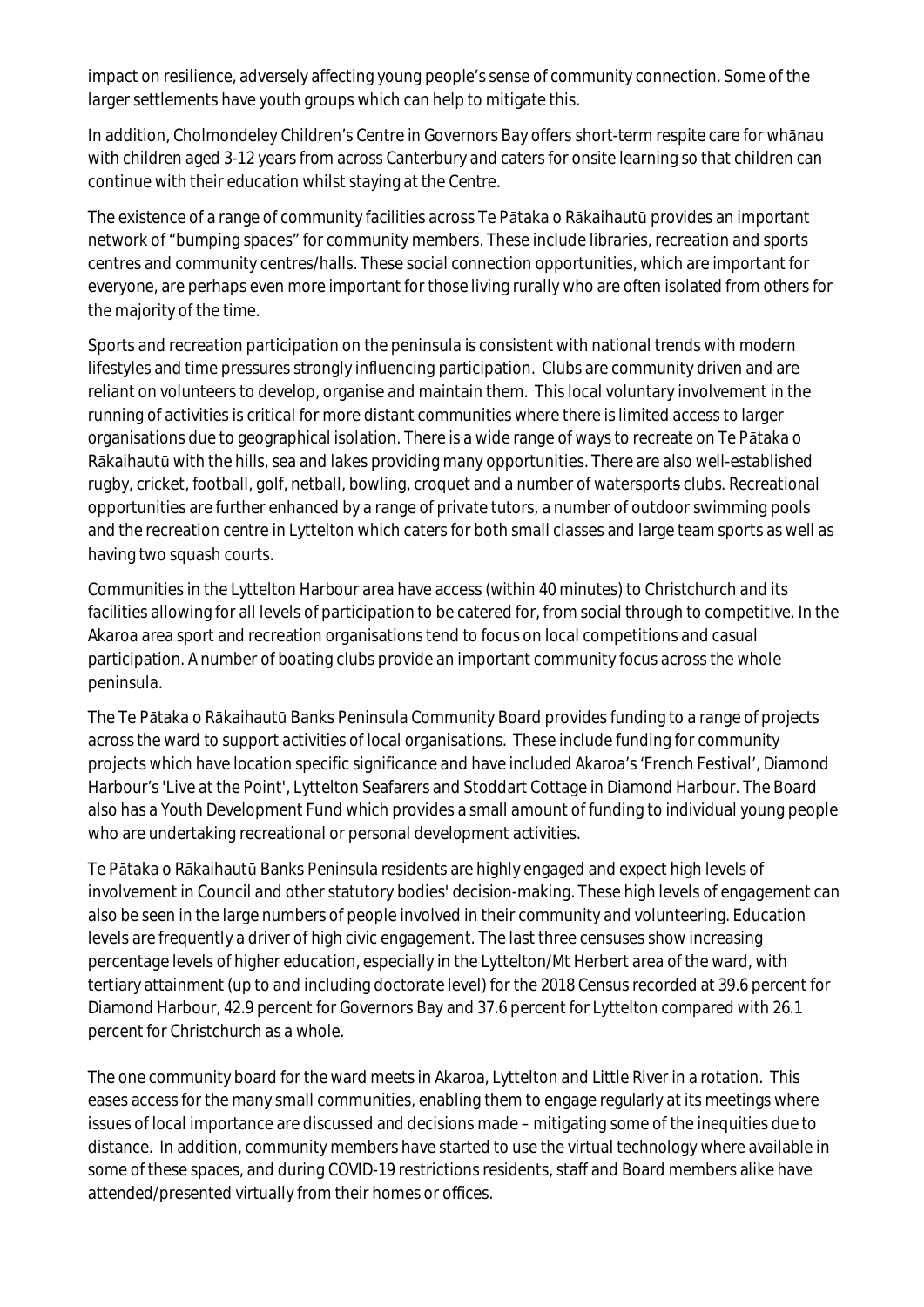impact on resilience, adversely affecting young people's sense of community connection. Some of the larger settlements have youth groups which can help to mitigate this.

In addition, Cholmondeley Children's Centre in Governors Bay offers short-term respite care for whānau with children aged 3-12 years from across Canterbury and caters for onsite learning so that children can continue with their education whilst staying at the Centre.

The existence of a range of community facilities across Te Pātaka o Rākaihautū provides an important network of "bumping spaces" for community members. These include libraries, recreation and sports centres and community centres/halls. These social connection opportunities, which are important for everyone, are perhaps even more important for those living rurally who are often isolated from others for the majority of the time.

Sports and recreation participation on the peninsula is consistent with national trends with modern lifestyles and time pressures strongly influencing participation. Clubs are community driven and are reliant on volunteers to develop, organise and maintain them. This local voluntary involvement in the running of activities is critical for more distant communities where there is limited access to larger organisations due to geographical isolation. There is a wide range of ways to recreate on Te Pātaka o Rākaihautū with the hills, sea and lakes providing many opportunities. There are also well-established rugby, cricket, football, golf, netball, bowling, croquet and a number of watersports clubs. Recreational opportunities are further enhanced by a range of private tutors, a number of outdoor swimming pools and the recreation centre in Lyttelton which caters for both small classes and large team sports as well as having two squash courts.

Communities in the Lyttelton Harbour area have access (within 40 minutes) to Christchurch and its facilities allowing for all levels of participation to be catered for, from social through to competitive. In the Akaroa area sport and recreation organisations tend to focus on local competitions and casual participation. A number of boating clubs provide an important community focus across the whole peninsula.

The Te Pātaka o Rākaihautū Banks Peninsula Community Board provides funding to a range of projects across the ward to support activities of local organisations. These include funding for community projects which have location specific significance and have included Akaroa's 'French Festival', Diamond Harbour's 'Live at the Point', Lyttelton Seafarers and Stoddart Cottage in Diamond Harbour. The Board also has a Youth Development Fund which provides a small amount of funding to individual young people who are undertaking recreational or personal development activities.

Te Pātaka o Rākaihautū Banks Peninsula residents are highly engaged and expect high levels of involvement in Council and other statutory bodies' decision-making. These high levels of engagement can also be seen in the large numbers of people involved in their community and volunteering. Education levels are frequently a driver of high civic engagement. The last three censuses show increasing percentage levels of higher education, especially in the Lyttelton/Mt Herbert area of the ward, with tertiary attainment (up to and including doctorate level) for the 2018 Census recorded at 39.6 percent for Diamond Harbour, 42.9 percent for Governors Bay and 37.6 percent for Lyttelton compared with 26.1 percent for Christchurch as a whole.

The one community board for the ward meets in Akaroa, Lyttelton and Little River in a rotation. This eases access for the many small communities, enabling them to engage regularly at its meetings where issues of local importance are discussed and decisions made – mitigating some of the inequities due to distance. In addition, community members have started to use the virtual technology where available in some of these spaces, and during COVID-19 restrictions residents, staff and Board members alike have attended/presented virtually from their homes or offices.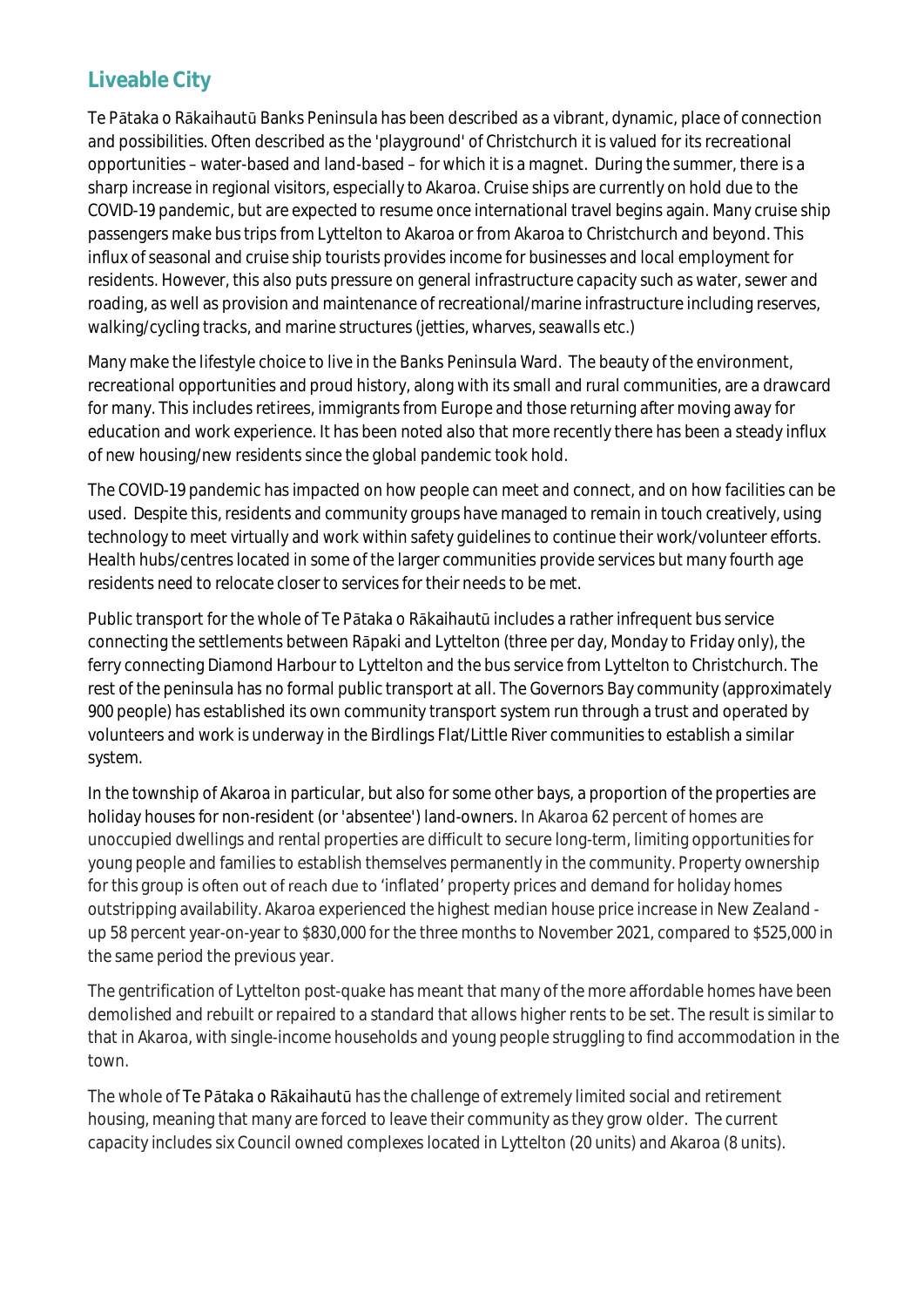## Liveable City

Te Pātaka o Rākaihautū Banks Peninsula has been described as a vibrant, dynamic, place of connection and possibilities. Often described as the 'playground' of Christchurch it is valued for its recreational opportunities – water-based and land-based – for which it is a magnet. During the summer, there is a sharp increase in regional visitors, especially to Akaroa. Cruise ships are currently on hold due to the COVID-19 pandemic, but are expected to resume once international travel begins again. Many cruise ship passengers make bus trips from Lyttelton to Akaroa or from Akaroa to Christchurch and beyond. This influx of seasonal and cruise ship tourists provides income for businesses and local employment for residents. However, this also puts pressure on general infrastructure capacity such as water, sewer and roading, as well as provision and maintenance of recreational/marine infrastructure including reserves, walking/cycling tracks, and marine structures (jetties, wharves, seawalls etc.)

Many make the lifestyle choice to live in the Banks Peninsula Ward. The beauty of the environment, recreational opportunities and proud history, along with its small and rural communities, are a drawcard for many. This includes retirees, immigrants from Europe and those returning after moving away for education and work experience. It has been noted also that more recently there has been a steady influx of new housing/new residents since the global pandemic took hold.

The COVID-19 pandemic has impacted on how people can meet and connect, and on how facilities can be used. Despite this, residents and community groups have managed to remain in touch creatively, using technology to meet virtually and work within safety guidelines to continue their work/volunteer efforts. Health hubs/centres located in some of the larger communities provide services but many fourth age residents need to relocate closer to services for their needs to be met.

Public transport for the whole of Te Pātaka o Rākaihautū includes a rather infrequent bus service connecting the settlements between Rāpaki and Lyttelton (three per day, Monday to Friday only), the ferry connecting Diamond Harbour to Lyttelton and the bus service from Lyttelton to Christchurch. The rest of the peninsula has no formal public transport at all. The Governors Bay community (approximately 900 people) has established its own community transport system run through a trust and operated by volunteers and work is underway in the Birdlings Flat/Little River communities to establish a similar system.

In the township of Akaroa in particular, but also for some other bays, a proportion of the properties are holiday houses for non-resident (or 'absentee') land-owners. In Akaroa 62 percent of homes are unoccupied dwellings and rental properties are difficult to secure long-term, limiting opportunities for young people and families to establish themselves permanently in the community. Property ownership for this group is often out of reach due to 'inflated' property prices and demand for holiday homes outstripping availability. Akaroa experienced the highest median house price increase in New Zealand - up 58 percent year-on-year to $830,000 for the three months to November 2021, compared to $525,000 in the same period the previous year.

The gentrification of Lyttelton post-quake has meant that many of the more affordable homes have been demolished and rebuilt or repaired to a standard that allows higher rents to be set. The result is similar to that in Akaroa, with single-income households and young people struggling to find accommodation in the town.

The whole of Te Pātaka o Rākaihautū has the challenge of extremely limited social and retirement housing, meaning that many are forced to leave their community as they grow older. The current capacity includes six Council owned complexes located in Lyttelton (20 units) and Akaroa (8 units).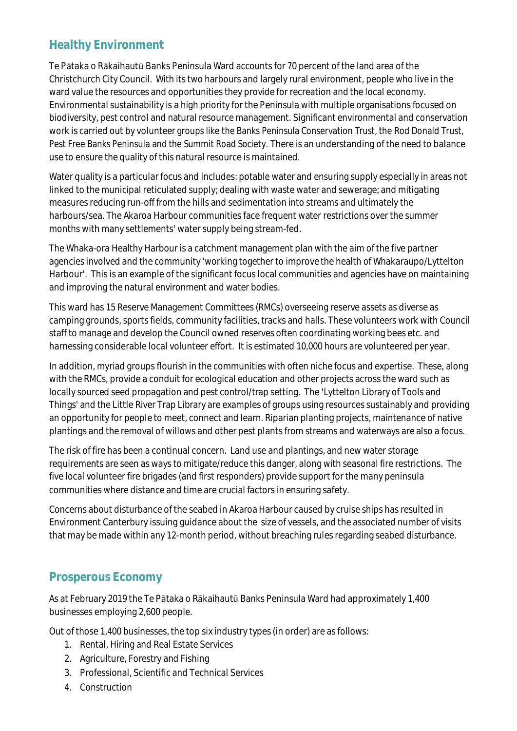## Healthy Environment

Te Pātaka o Rākaihautū Banks Peninsula Ward accounts for 70 percent of the land area of the Christchurch City Council. With its two harbours and largely rural environment, people who live in the ward value the resources and opportunities they provide for recreation and the local economy. Environmental sustainability is a high priority for the Peninsula with multiple organisations focused on biodiversity, pest control and natural resource management. Significant environmental and conservation work is carried out by volunteer groups like the Banks Peninsula Conservation Trust, the Rod Donald Trust, Pest Free Banks Peninsula and the Summit Road Society. There is an understanding of the need to balance use to ensure the quality of this natural resource is maintained.

Water quality is a particular focus and includes: potable water and ensuring supply especially in areas not linked to the municipal reticulated supply; dealing with waste water and sewerage; and mitigating measures reducing run-off from the hills and sedimentation into streams and ultimately the harbours/sea. The Akaroa Harbour communities face frequent water restrictions over the summer months with many settlements' water supply being stream-fed.

The Whaka-ora Healthy Harbour is a catchment management plan with the aim of the five partner agencies involved and the community 'working together to improve the health of Whakaraupo/Lyttelton Harbour'. This is an example of the significant focus local communities and agencies have on maintaining and improving the natural environment and water bodies.

This ward has 15 Reserve Management Committees (RMCs) overseeing reserve assets as diverse as camping grounds, sports fields, community facilities, tracks and halls. These volunteers work with Council staff to manage and develop the Council owned reserves often coordinating working bees etc. and harnessing considerable local volunteer effort. It is estimated 10,000 hours are volunteered per year.

In addition, myriad groups flourish in the communities with often niche focus and expertise. These, along with the RMCs, provide a conduit for ecological education and other projects across the ward such as locally sourced seed propagation and pest control/trap setting. The 'Lyttelton Library of Tools and Things' and the Little River Trap Library are examples of groups using resources sustainably and providing an opportunity for people to meet, connect and learn. Riparian planting projects, maintenance of native plantings and the removal of willows and other pest plants from streams and waterways are also a focus.

The risk of fire has been a continual concern. Land use and plantings, and new water storage requirements are seen as ways to mitigate/reduce this danger, along with seasonal fire restrictions. The five local volunteer fire brigades (and first responders) provide support for the many peninsula communities where distance and time are crucial factors in ensuring safety.

Concerns about disturbance of the seabed in Akaroa Harbour caused by cruise ships has resulted in Environment Canterbury issuing guidance about the size of vessels, and the associated number of visits that may be made within any 12-month period, without breaching rules regarding seabed disturbance.

## Prosperous Economy

As at February 2019 the Te Pātaka o Rākaihautū Banks Peninsula Ward had approximately 1,400 businesses employing 2,600 people.

Out of those 1,400 businesses, the top six industry types (in order) are as follows:

1. Rental, Hiring and Real Estate Services
2. Agriculture, Forestry and Fishing
3. Professional, Scientific and Technical Services
4. Construction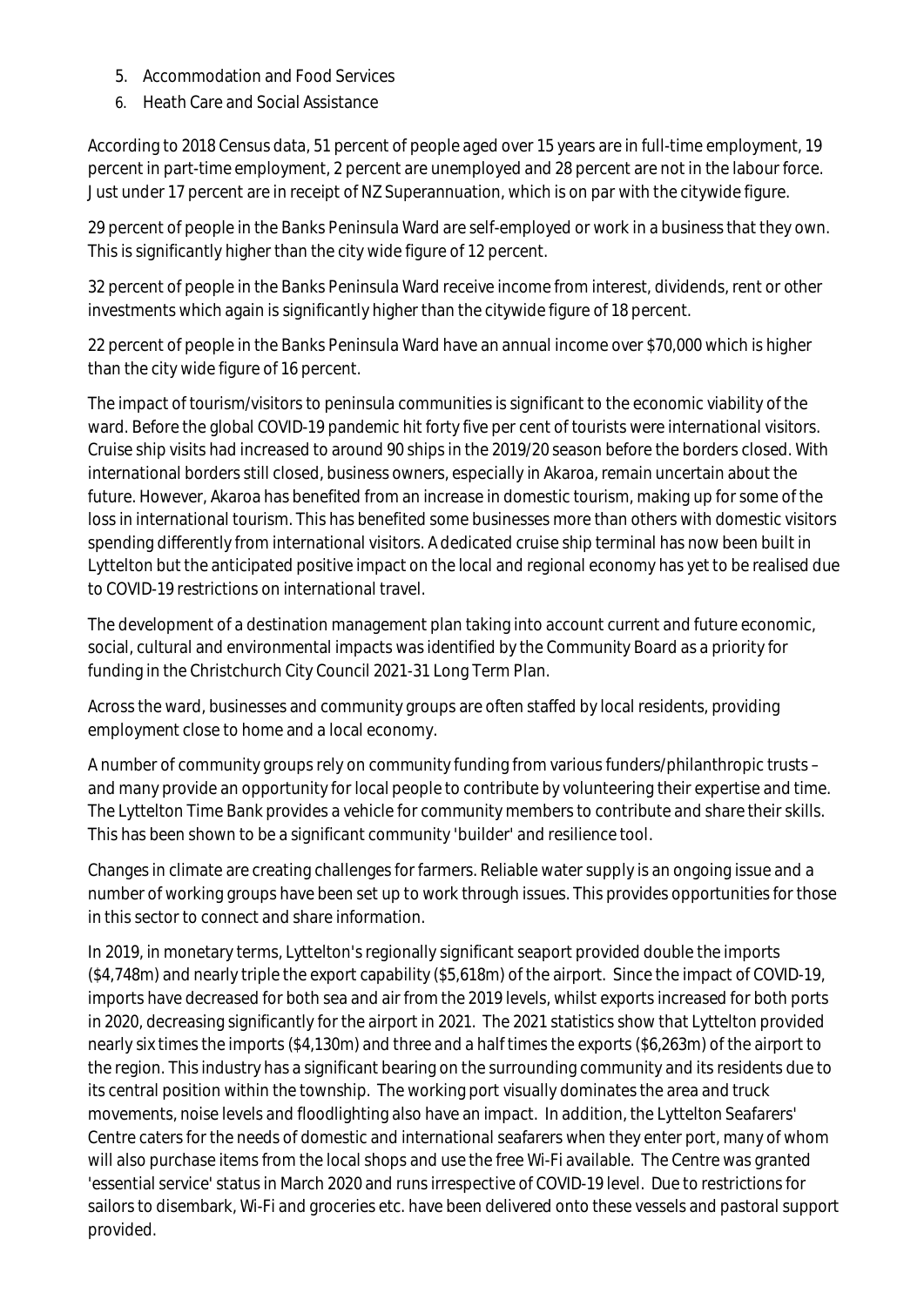5. Accommodation and Food Services
6. Heath Care and Social Assistance

According to 2018 Census data, 51 percent of people aged over 15 years are in full-time employment, 19 percent in part-time employment, 2 percent are unemployed and 28 percent are not in the labour force. Just under 17 percent are in receipt of NZ Superannuation, which is on par with the citywide figure.

29 percent of people in the Banks Peninsula Ward are self-employed or work in a business that they own. This is significantly higher than the city wide figure of 12 percent.

32 percent of people in the Banks Peninsula Ward receive income from interest, dividends, rent or other investments which again is significantly higher than the citywide figure of 18 percent.

22 percent of people in the Banks Peninsula Ward have an annual income over $70,000 which is higher than the city wide figure of 16 percent.

The impact of tourism/visitors to peninsula communities is significant to the economic viability of the ward. Before the global COVID-19 pandemic hit forty five per cent of tourists were international visitors. Cruise ship visits had increased to around 90 ships in the 2019/20 season before the borders closed. With international borders still closed, business owners, especially in Akaroa, remain uncertain about the future. However, Akaroa has benefited from an increase in domestic tourism, making up for some of the loss in international tourism. This has benefited some businesses more than others with domestic visitors spending differently from international visitors. A dedicated cruise ship terminal has now been built in Lyttelton but the anticipated positive impact on the local and regional economy has yet to be realised due to COVID-19 restrictions on international travel.

The development of a destination management plan taking into account current and future economic, social, cultural and environmental impacts was identified by the Community Board as a priority for funding in the Christchurch City Council 2021-31 Long Term Plan.

Across the ward, businesses and community groups are often staffed by local residents, providing employment close to home and a local economy.

A number of community groups rely on community funding from various funders/philanthropic trusts – and many provide an opportunity for local people to contribute by volunteering their expertise and time. The Lyttelton Time Bank provides a vehicle for community members to contribute and share their skills. This has been shown to be a significant community 'builder' and resilience tool.

Changes in climate are creating challenges for farmers. Reliable water supply is an ongoing issue and a number of working groups have been set up to work through issues. This provides opportunities for those in this sector to connect and share information.

In 2019, in monetary terms, Lyttelton's regionally significant seaport provided double the imports ($4,748m) and nearly triple the export capability ($5,618m) of the airport. Since the impact of COVID-19, imports have decreased for both sea and air from the 2019 levels, whilst exports increased for both ports in 2020, decreasing significantly for the airport in 2021. The 2021 statistics show that Lyttelton provided nearly six times the imports ($4,130m) and three and a half times the exports ($6,263m) of the airport to the region. This industry has a significant bearing on the surrounding community and its residents due to its central position within the township. The working port visually dominates the area and truck movements, noise levels and floodlighting also have an impact. In addition, the Lyttelton Seafarers' Centre caters for the needs of domestic and international seafarers when they enter port, many of whom will also purchase items from the local shops and use the free Wi-Fi available. The Centre was granted 'essential service' status in March 2020 and runs irrespective of COVID-19 level. Due to restrictions for sailors to disembark, Wi-Fi and groceries etc. have been delivered onto these vessels and pastoral support provided.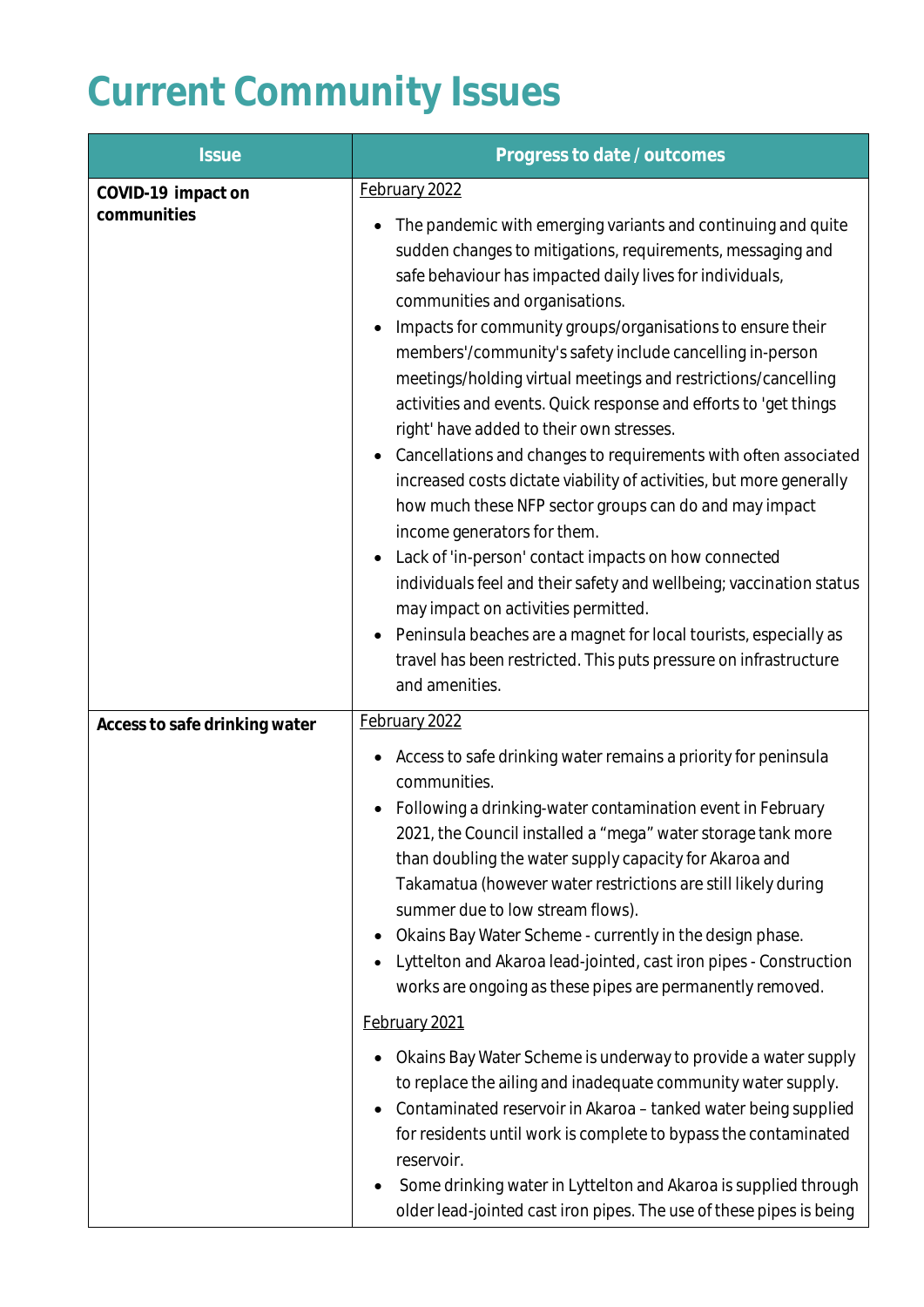# Current Community Issues

| Issue | Progress to date / outcomes |
| --- | --- |
| **COVID-19 impact on communities** | February 2022<br><br>• The pandemic with emerging variants and continuing and quite sudden changes to mitigations, requirements, messaging and safe behaviour has impacted daily lives for individuals, communities and organisations.<br>• Impacts for community groups/organisations to ensure their members'/community's safety include cancelling in-person meetings/holding virtual meetings and restrictions/cancelling activities and events. Quick response and efforts to 'get things right' have added to their own stresses.<br>• Cancellations and changes to requirements with often associated increased costs dictate viability of activities, but more generally how much these NFP sector groups can do and may impact income generators for them.<br>• Lack of 'in-person' contact impacts on how connected individuals feel and their safety and wellbeing; vaccination status may impact on activities permitted.<br>• Peninsula beaches are a magnet for local tourists, especially as travel has been restricted. This puts pressure on infrastructure and amenities. |
| **Access to safe drinking water** | February 2022<br><br>• Access to safe drinking water remains a priority for peninsula communities.<br>• Following a drinking-water contamination event in February 2021, the Council installed a "mega" water storage tank more than doubling the water supply capacity for Akaroa and Takamatua (however water restrictions are still likely during summer due to low stream flows).<br>• Okains Bay Water Scheme - currently in the design phase.<br>• Lyttelton and Akaroa lead-jointed, cast iron pipes - Construction works are ongoing as these pipes are permanently removed.<br><br>February 2021<br><br>• Okains Bay Water Scheme is underway to provide a water supply to replace the ailing and inadequate community water supply.<br>• Contaminated reservoir in Akaroa – tanked water being supplied for residents until work is complete to bypass the contaminated reservoir.<br>• Some drinking water in Lyttelton and Akaroa is supplied through older lead-jointed cast iron pipes. The use of these pipes is being |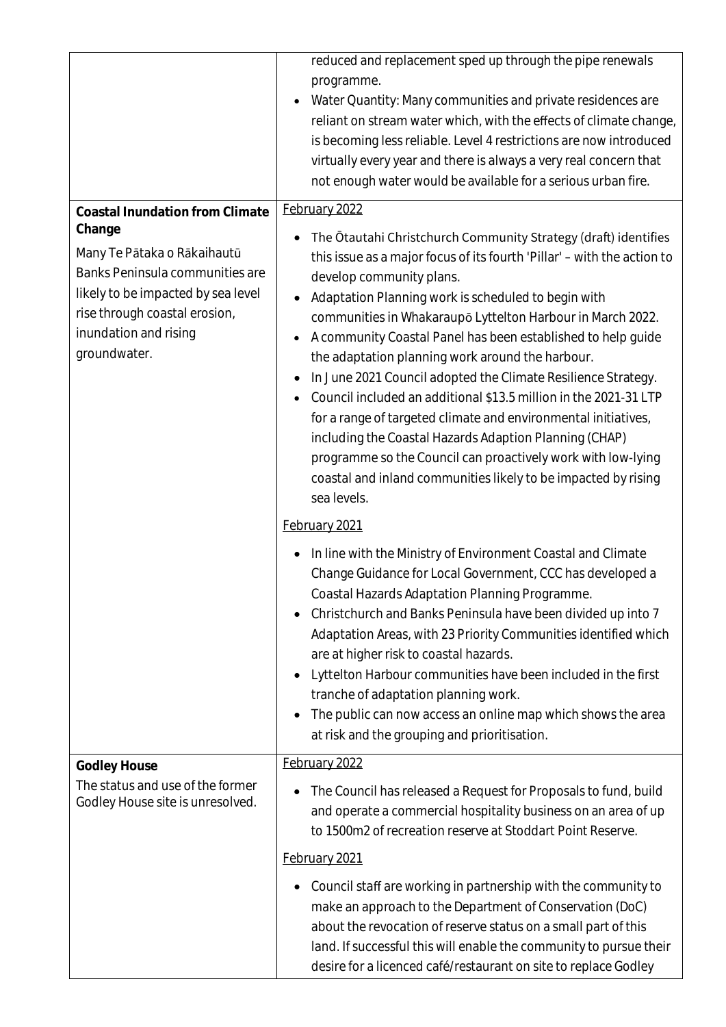| | |
|---|---|
| | • reduced and replacement sped up through the pipe renewals programme.<br>• Water Quantity: Many communities and private residences are reliant on stream water which, with the effects of climate change, is becoming less reliable. Level 4 restrictions are now introduced virtually every year and there is always a very real concern that not enough water would be available for a serious urban fire. |
| **Coastal Inundation from Climate Change**<br>Many Te Pātaka o Rākaihautū Banks Peninsula communities are likely to be impacted by sea level rise through coastal erosion, inundation and rising groundwater. | <u>February 2022</u><br>• The Ōtautahi Christchurch Community Strategy (draft) identifies this issue as a major focus of its fourth 'Pillar' – with the action to develop community plans.<br>• Adaptation Planning work is scheduled to begin with communities in Whakaraupō Lyttelton Harbour in March 2022.<br>• A community Coastal Panel has been established to help guide the adaptation planning work around the harbour.<br>• In June 2021 Council adopted the Climate Resilience Strategy.<br>• Council included an additional $13.5 million in the 2021-31 LTP for a range of targeted climate and environmental initiatives, including the Coastal Hazards Adaption Planning (CHAP) programme so the Council can proactively work with low-lying coastal and inland communities likely to be impacted by rising sea levels.<br><u>February 2021</u><br>• In line with the Ministry of Environment Coastal and Climate Change Guidance for Local Government, CCC has developed a Coastal Hazards Adaptation Planning Programme.<br>• Christchurch and Banks Peninsula have been divided up into 7 Adaptation Areas, with 23 Priority Communities identified which are at higher risk to coastal hazards.<br>• Lyttelton Harbour communities have been included in the first tranche of adaptation planning work.<br>• The public can now access an online map which shows the area at risk and the grouping and prioritisation. |
| **Godley House**<br>The status and use of the former Godley House site is unresolved. | <u>February 2022</u><br>• The Council has released a Request for Proposals to fund, build and operate a commercial hospitality business on an area of up to 1500m2 of recreation reserve at Stoddart Point Reserve.<br><u>February 2021</u><br>• Council staff are working in partnership with the community to make an approach to the Department of Conservation (DoC) about the revocation of reserve status on a small part of this land. If successful this will enable the community to pursue their desire for a licenced café/restaurant on site to replace Godley |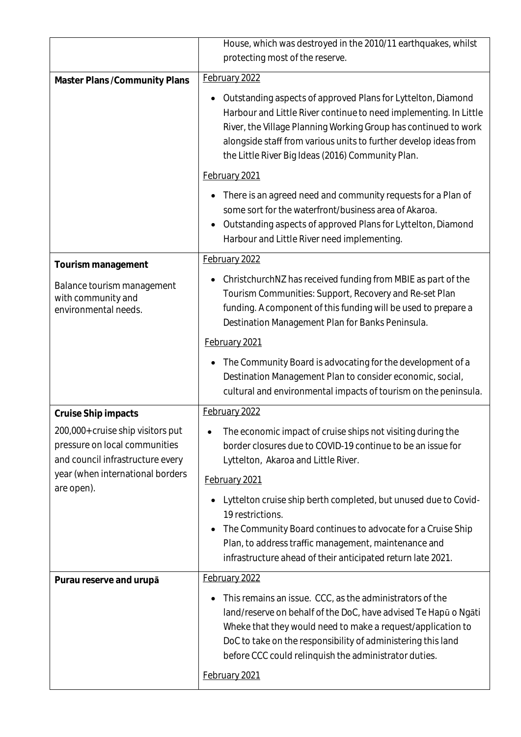| | |
|---|---|
| | House, which was destroyed in the 2010/11 earthquakes, whilst protecting most of the reserve. |
| **Master Plans /Community Plans** | February 2022<br>• Outstanding aspects of approved Plans for Lyttelton, Diamond Harbour and Little River continue to need implementing. In Little River, the Village Planning Working Group has continued to work alongside staff from various units to further develop ideas from the Little River Big Ideas (2016) Community Plan.<br>February 2021<br>• There is an agreed need and community requests for a Plan of some sort for the waterfront/business area of Akaroa.<br>• Outstanding aspects of approved Plans for Lyttelton, Diamond Harbour and Little River need implementing. |
| **Tourism management**<br>Balance tourism management with community and environmental needs. | February 2022<br>• ChristchurchNZ has received funding from MBIE as part of the Tourism Communities: Support, Recovery and Re-set Plan funding. A component of this funding will be used to prepare a Destination Management Plan for Banks Peninsula.<br>February 2021<br>• The Community Board is advocating for the development of a Destination Management Plan to consider economic, social, cultural and environmental impacts of tourism on the peninsula. |
| **Cruise Ship impacts**<br>200,000+ cruise ship visitors put pressure on local communities and council infrastructure every year (when international borders are open). | February 2022<br>• The economic impact of cruise ships not visiting during the border closures due to COVID-19 continue to be an issue for Lyttelton, Akaroa and Little River.<br>February 2021<br>• Lyttelton cruise ship berth completed, but unused due to Covid-19 restrictions.<br>• The Community Board continues to advocate for a Cruise Ship Plan, to address traffic management, maintenance and infrastructure ahead of their anticipated return late 2021. |
| **Purau reserve and urupā** | February 2022<br>• This remains an issue. CCC, as the administrators of the land/reserve on behalf of the DoC, have advised Te Hapū o Ngāti Wheke that they would need to make a request/application to DoC to take on the responsibility of administering this land before CCC could relinquish the administrator duties.<br>February 2021 |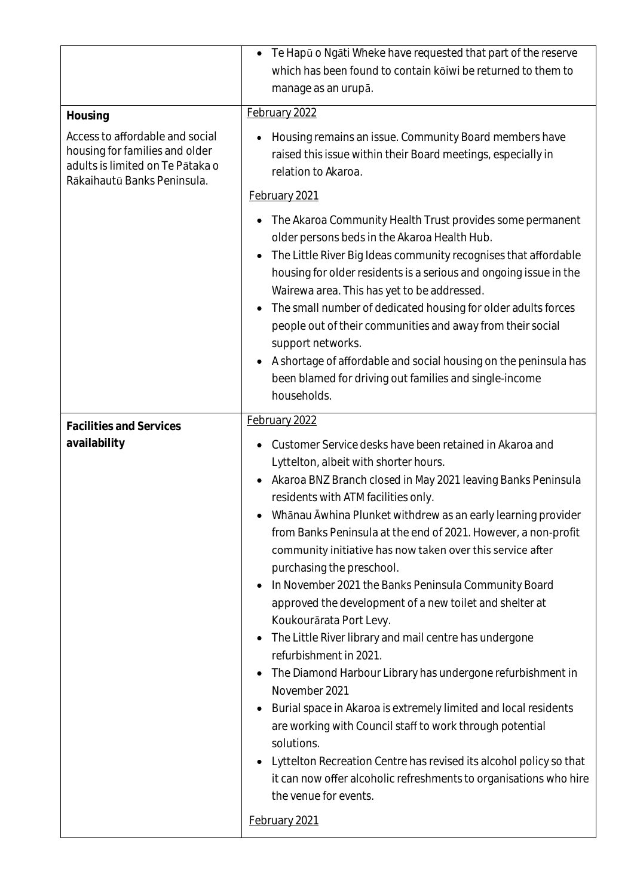| | |
|---|---|
| | • Te Hapū o Ngāti Wheke have requested that part of the reserve which has been found to contain kōiwi be returned to them to manage as an urupā. |
| **Housing**<br><br>Access to affordable and social housing for families and older adults is limited on Te Pātaka o Rākaihautū Banks Peninsula. | February 2022<br><br>• Housing remains an issue. Community Board members have raised this issue within their Board meetings, especially in relation to Akaroa.<br><br>February 2021<br><br>• The Akaroa Community Health Trust provides some permanent older persons beds in the Akaroa Health Hub.<br>• The Little River Big Ideas community recognises that affordable housing for older residents is a serious and ongoing issue in the Wairewa area. This has yet to be addressed.<br>• The small number of dedicated housing for older adults forces people out of their communities and away from their social support networks.<br>• A shortage of affordable and social housing on the peninsula has been blamed for driving out families and single-income households. |
| **Facilities and Services availability** | February 2022<br><br>• Customer Service desks have been retained in Akaroa and Lyttelton, albeit with shorter hours.<br>• Akaroa BNZ Branch closed in May 2021 leaving Banks Peninsula residents with ATM facilities only.<br>• Whānau Āwhina Plunket withdrew as an early learning provider from Banks Peninsula at the end of 2021. However, a non-profit community initiative has now taken over this service after purchasing the preschool.<br>• In November 2021 the Banks Peninsula Community Board approved the development of a new toilet and shelter at Koukourārata Port Levy.<br>• The Little River library and mail centre has undergone refurbishment in 2021.<br>• The Diamond Harbour Library has undergone refurbishment in November 2021<br>• Burial space in Akaroa is extremely limited and local residents are working with Council staff to work through potential solutions.<br>• Lyttelton Recreation Centre has revised its alcohol policy so that it can now offer alcoholic refreshments to organisations who hire the venue for events.<br><br>February 2021 |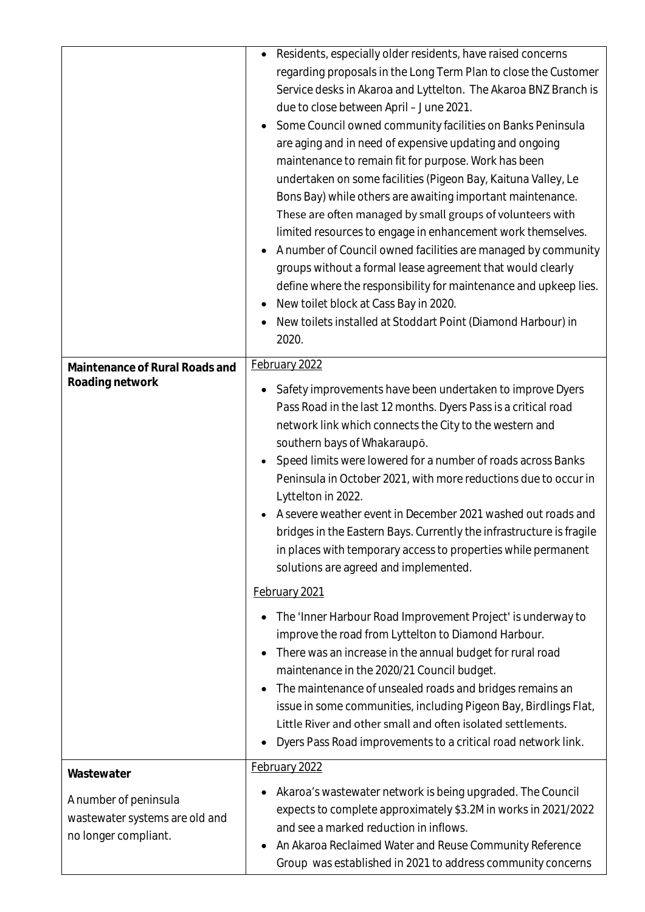| | |
|---|---|
| | • Residents, especially older residents, have raised concerns regarding proposals in the Long Term Plan to close the Customer Service desks in Akaroa and Lyttelton. The Akaroa BNZ Branch is due to close between April – June 2021.<br>• Some Council owned community facilities on Banks Peninsula are aging and in need of expensive updating and ongoing maintenance to remain fit for purpose. Work has been undertaken on some facilities (Pigeon Bay, Kaituna Valley, Le Bons Bay) while others are awaiting important maintenance. These are often managed by small groups of volunteers with limited resources to engage in enhancement work themselves.<br>• A number of Council owned facilities are managed by community groups without a formal lease agreement that would clearly define where the responsibility for maintenance and upkeep lies.<br>• New toilet block at Cass Bay in 2020.<br>• New toilets installed at Stoddart Point (Diamond Harbour) in 2020. |
| **Maintenance of Rural Roads and Roading network** | February 2022<br>• Safety improvements have been undertaken to improve Dyers Pass Road in the last 12 months. Dyers Pass is a critical road network link which connects the City to the western and southern bays of Whakaraupō.<br>• Speed limits were lowered for a number of roads across Banks Peninsula in October 2021, with more reductions due to occur in Lyttelton in 2022.<br>• A severe weather event in December 2021 washed out roads and bridges in the Eastern Bays. Currently the infrastructure is fragile in places with temporary access to properties while permanent solutions are agreed and implemented.<br><br>February 2021<br>• The 'Inner Harbour Road Improvement Project' is underway to improve the road from Lyttelton to Diamond Harbour.<br>• There was an increase in the annual budget for rural road maintenance in the 2020/21 Council budget.<br>• The maintenance of unsealed roads and bridges remains an issue in some communities, including Pigeon Bay, Birdlings Flat, Little River and other small and often isolated settlements.<br>• Dyers Pass Road improvements to a critical road network link. |
| **Wastewater**<br><br>A number of peninsula wastewater systems are old and no longer compliant. | February 2022<br>• Akaroa's wastewater network is being upgraded. The Council expects to complete approximately $3.2M in works in 2021/2022 and see a marked reduction in inflows.<br>• An Akaroa Reclaimed Water and Reuse Community Reference Group was established in 2021 to address community concerns |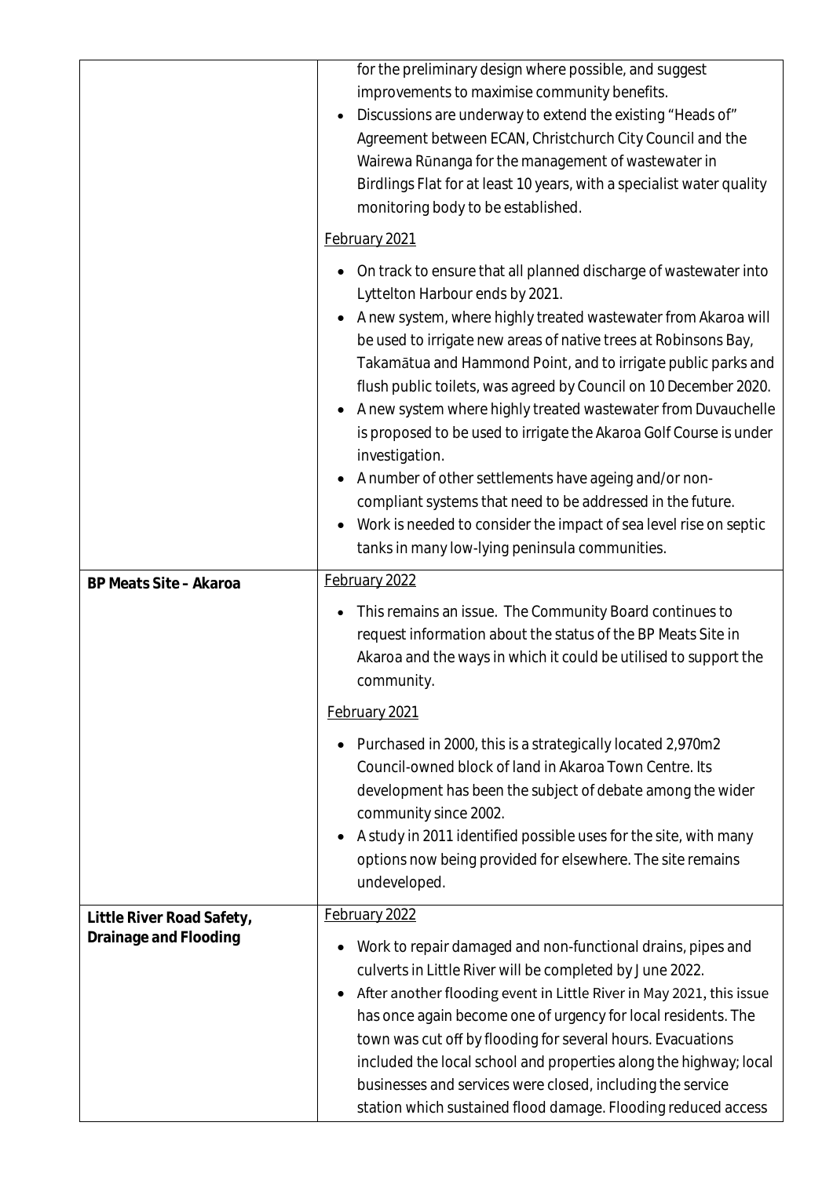| | |
|---|---|
| | for the preliminary design where possible, and suggest improvements to maximise community benefits.<br>• Discussions are underway to extend the existing "Heads of" Agreement between ECAN, Christchurch City Council and the Wairewa Rūnanga for the management of wastewater in Birdlings Flat for at least 10 years, with a specialist water quality monitoring body to be established.<br><br>February 2021<br><br>• On track to ensure that all planned discharge of wastewater into Lyttelton Harbour ends by 2021.<br>• A new system, where highly treated wastewater from Akaroa will be used to irrigate new areas of native trees at Robinsons Bay, Takamātua and Hammond Point, and to irrigate public parks and flush public toilets, was agreed by Council on 10 December 2020.<br>• A new system where highly treated wastewater from Duvauchelle is proposed to be used to irrigate the Akaroa Golf Course is under investigation.<br>• A number of other settlements have ageing and/or non-compliant systems that need to be addressed in the future.<br>• Work is needed to consider the impact of sea level rise on septic tanks in many low-lying peninsula communities. |
| **BP Meats Site – Akaroa** | February 2022<br><br>• This remains an issue. The Community Board continues to request information about the status of the BP Meats Site in Akaroa and the ways in which it could be utilised to support the community.<br><br>February 2021<br><br>• Purchased in 2000, this is a strategically located 2,970m2 Council-owned block of land in Akaroa Town Centre. Its development has been the subject of debate among the wider community since 2002.<br>• A study in 2011 identified possible uses for the site, with many options now being provided for elsewhere. The site remains undeveloped. |
| **Little River Road Safety, Drainage and Flooding** | February 2022<br><br>• Work to repair damaged and non-functional drains, pipes and culverts in Little River will be completed by June 2022.<br>• After another flooding event in Little River in May 2021, this issue has once again become one of urgency for local residents. The town was cut off by flooding for several hours. Evacuations included the local school and properties along the highway; local businesses and services were closed, including the service station which sustained flood damage. Flooding reduced access |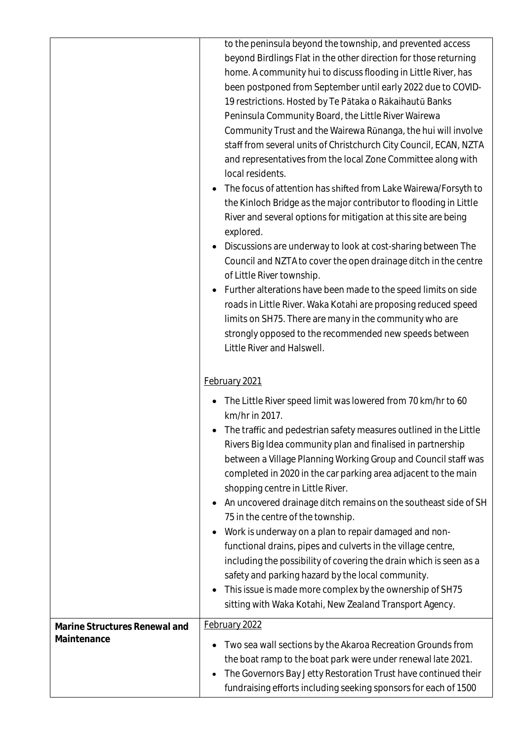| | |
|---|---|
| | to the peninsula beyond the township, and prevented access beyond Birdlings Flat in the other direction for those returning home. A community hui to discuss flooding in Little River, has been postponed from September until early 2022 due to COVID-19 restrictions. Hosted by Te Pātaka o Rākaihautū Banks Peninsula Community Board, the Little River Wairewa Community Trust and the Wairewa Rūnanga, the hui will involve staff from several units of Christchurch City Council, ECAN, NZTA and representatives from the local Zone Committee along with local residents.<br>• The focus of attention has shifted from Lake Wairewa/Forsyth to the Kinloch Bridge as the major contributor to flooding in Little River and several options for mitigation at this site are being explored.<br>• Discussions are underway to look at cost-sharing between The Council and NZTA to cover the open drainage ditch in the centre of Little River township.<br>• Further alterations have been made to the speed limits on side roads in Little River. Waka Kotahi are proposing reduced speed limits on SH75. There are many in the community who are strongly opposed to the recommended new speeds between Little River and Halswell.<br><br><u>February 2021</u><br>• The Little River speed limit was lowered from 70 km/hr to 60 km/hr in 2017.<br>• The traffic and pedestrian safety measures outlined in the Little Rivers Big Idea community plan and finalised in partnership between a Village Planning Working Group and Council staff was completed in 2020 in the car parking area adjacent to the main shopping centre in Little River.<br>• An uncovered drainage ditch remains on the southeast side of SH 75 in the centre of the township.<br>• Work is underway on a plan to repair damaged and non-functional drains, pipes and culverts in the village centre, including the possibility of covering the drain which is seen as a safety and parking hazard by the local community.<br>• This issue is made more complex by the ownership of SH75 sitting with Waka Kotahi, New Zealand Transport Agency. |
| **Marine Structures Renewal and Maintenance** | <u>February 2022</u><br>• Two sea wall sections by the Akaroa Recreation Grounds from the boat ramp to the boat park were under renewal late 2021.<br>• The Governors Bay Jetty Restoration Trust have continued their fundraising efforts including seeking sponsors for each of 1500 |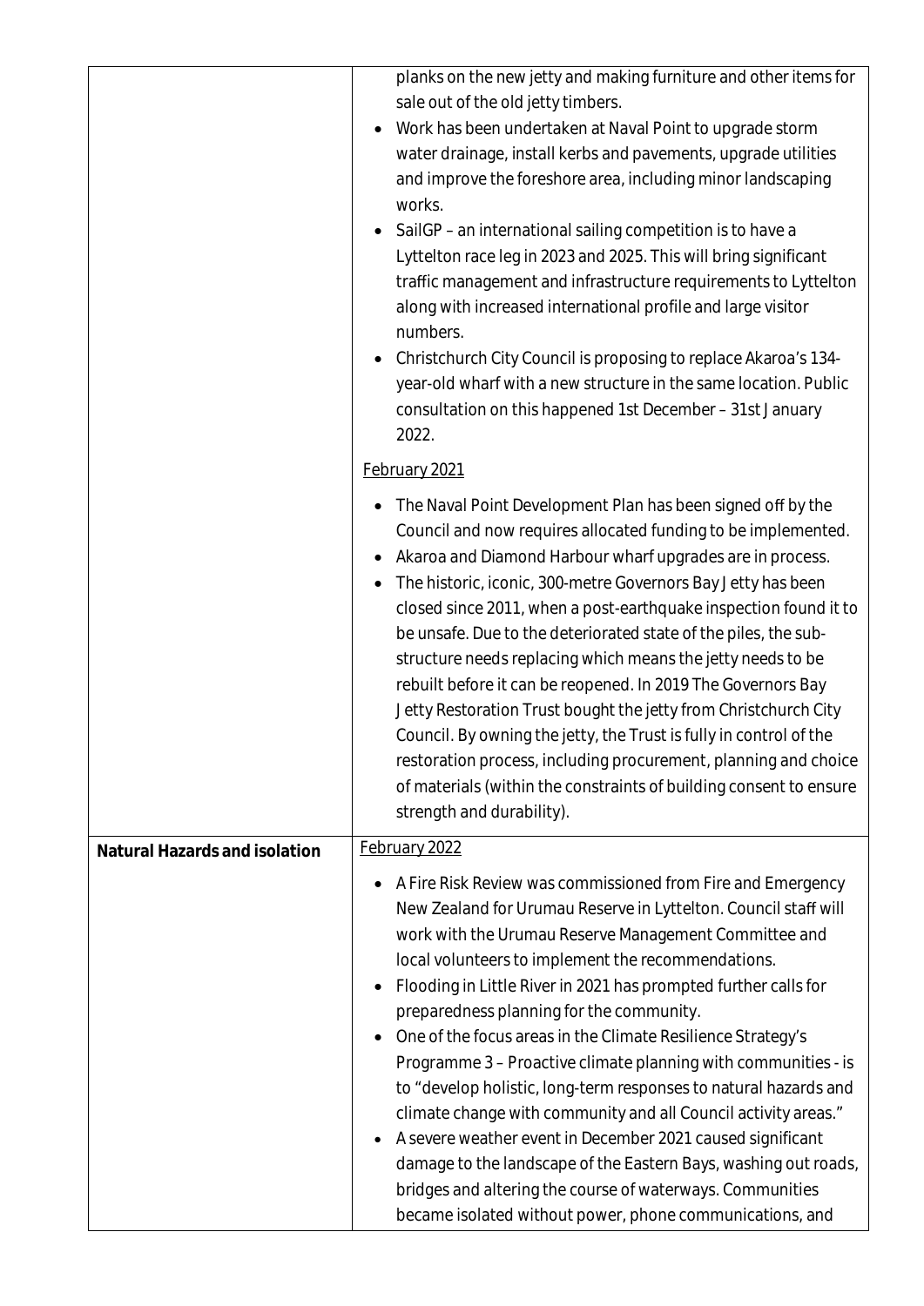| | |
|---|---|
| | planks on the new jetty and making furniture and other items for sale out of the old jetty timbers.<br>• Work has been undertaken at Naval Point to upgrade storm water drainage, install kerbs and pavements, upgrade utilities and improve the foreshore area, including minor landscaping works.<br>• SailGP – an international sailing competition is to have a Lyttelton race leg in 2023 and 2025. This will bring significant traffic management and infrastructure requirements to Lyttelton along with increased international profile and large visitor numbers.<br>• Christchurch City Council is proposing to replace Akaroa's 134-year-old wharf with a new structure in the same location. Public consultation on this happened 1st December – 31st January 2022.<br><br><u>February 2021</u><br><br>• The Naval Point Development Plan has been signed off by the Council and now requires allocated funding to be implemented.<br>• Akaroa and Diamond Harbour wharf upgrades are in process.<br>• The historic, iconic, 300-metre Governors Bay Jetty has been closed since 2011, when a post-earthquake inspection found it to be unsafe. Due to the deteriorated state of the piles, the sub-structure needs replacing which means the jetty needs to be rebuilt before it can be reopened. In 2019 The Governors Bay Jetty Restoration Trust bought the jetty from Christchurch City Council. By owning the jetty, the Trust is fully in control of the restoration process, including procurement, planning and choice of materials (within the constraints of building consent to ensure strength and durability). |
| **Natural Hazards and isolation** | <u>February 2022</u><br><br>• A Fire Risk Review was commissioned from Fire and Emergency New Zealand for Urumau Reserve in Lyttelton. Council staff will work with the Urumau Reserve Management Committee and local volunteers to implement the recommendations.<br>• Flooding in Little River in 2021 has prompted further calls for preparedness planning for the community.<br>• One of the focus areas in the Climate Resilience Strategy's Programme 3 – Proactive climate planning with communities - is to "develop holistic, long-term responses to natural hazards and climate change with community and all Council activity areas."<br>• A severe weather event in December 2021 caused significant damage to the landscape of the Eastern Bays, washing out roads, bridges and altering the course of waterways. Communities became isolated without power, phone communications, and |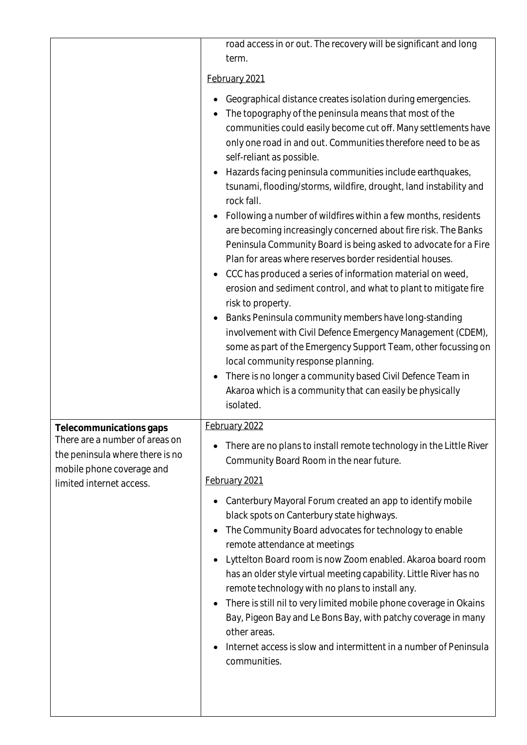| | |
|---|---|
| | road access in or out. The recovery will be significant and long term.<br><br><u>February 2021</u><br><br>• Geographical distance creates isolation during emergencies.<br>• The topography of the peninsula means that most of the communities could easily become cut off. Many settlements have only one road in and out. Communities therefore need to be as self-reliant as possible.<br>• Hazards facing peninsula communities include earthquakes, tsunami, flooding/storms, wildfire, drought, land instability and rock fall.<br>• Following a number of wildfires within a few months, residents are becoming increasingly concerned about fire risk. The Banks Peninsula Community Board is being asked to advocate for a Fire Plan for areas where reserves border residential houses.<br>• CCC has produced a series of information material on weed, erosion and sediment control, and what to plant to mitigate fire risk to property.<br>• Banks Peninsula community members have long-standing involvement with Civil Defence Emergency Management (CDEM), some as part of the Emergency Support Team, other focussing on local community response planning.<br>• There is no longer a community based Civil Defence Team in Akaroa which is a community that can easily be physically isolated. |
| **Telecommunications gaps**<br>There are a number of areas on the peninsula where there is no mobile phone coverage and limited internet access. | <u>February 2022</u><br><br>• There are no plans to install remote technology in the Little River Community Board Room in the near future.<br><br><u>February 2021</u><br><br>• Canterbury Mayoral Forum created an app to identify mobile black spots on Canterbury state highways.<br>• The Community Board advocates for technology to enable remote attendance at meetings<br>• Lyttelton Board room is now Zoom enabled. Akaroa board room has an older style virtual meeting capability. Little River has no remote technology with no plans to install any.<br>• There is still nil to very limited mobile phone coverage in Okains Bay, Pigeon Bay and Le Bons Bay, with patchy coverage in many other areas.<br>• Internet access is slow and intermittent in a number of Peninsula communities. |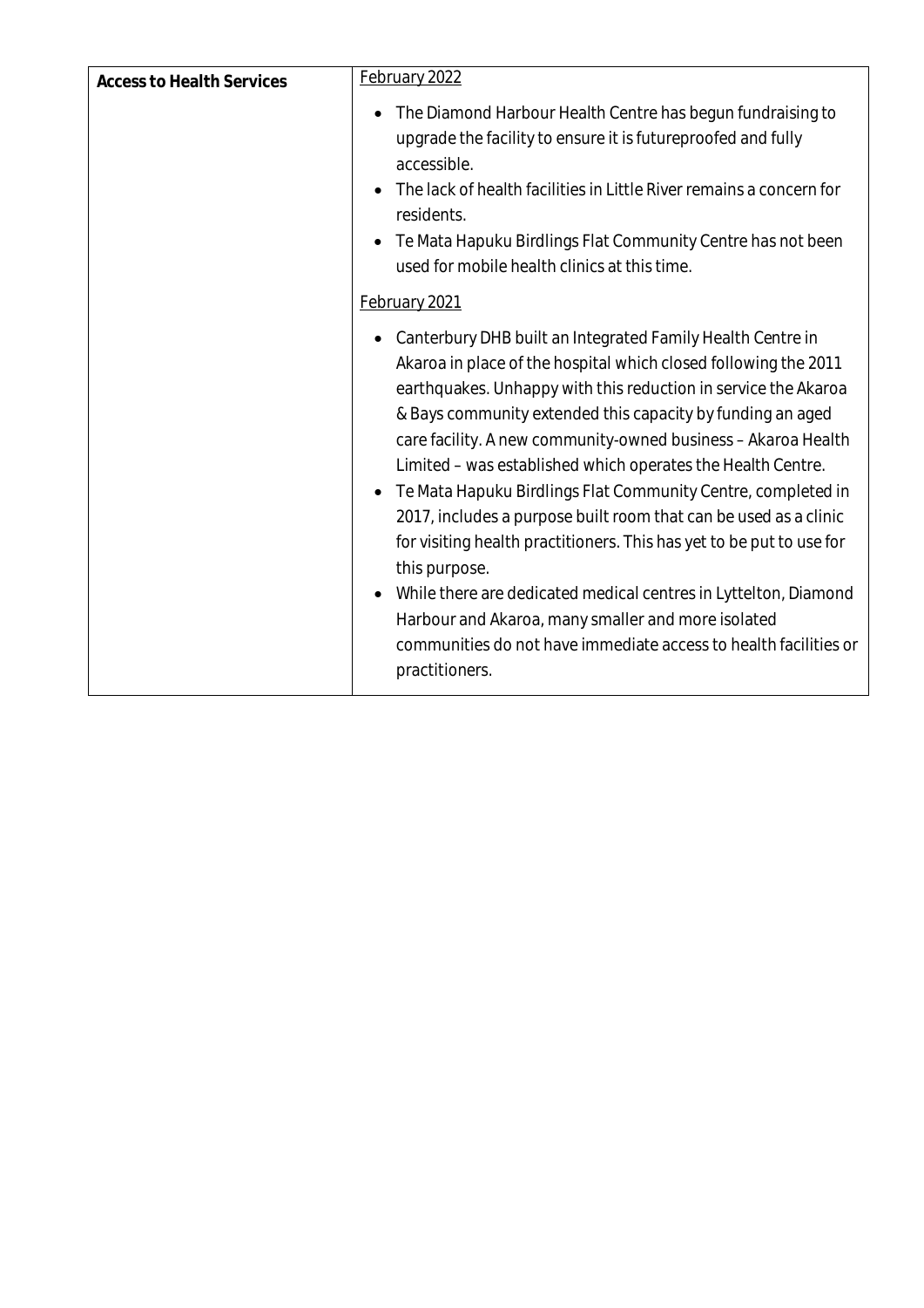| | |
|---|---|
| **Access to Health Services** | February 2022<br><br>• The Diamond Harbour Health Centre has begun fundraising to upgrade the facility to ensure it is futureproofed and fully accessible.<br>• The lack of health facilities in Little River remains a concern for residents.<br>• Te Mata Hapuku Birdlings Flat Community Centre has not been used for mobile health clinics at this time.<br><br>February 2021<br><br>• Canterbury DHB built an Integrated Family Health Centre in Akaroa in place of the hospital which closed following the 2011 earthquakes. Unhappy with this reduction in service the Akaroa & Bays community extended this capacity by funding an aged care facility. A new community-owned business – Akaroa Health Limited – was established which operates the Health Centre.<br>• Te Mata Hapuku Birdlings Flat Community Centre, completed in 2017, includes a purpose built room that can be used as a clinic for visiting health practitioners. This has yet to be put to use for this purpose.<br>• While there are dedicated medical centres in Lyttelton, Diamond Harbour and Akaroa, many smaller and more isolated communities do not have immediate access to health facilities or practitioners. |